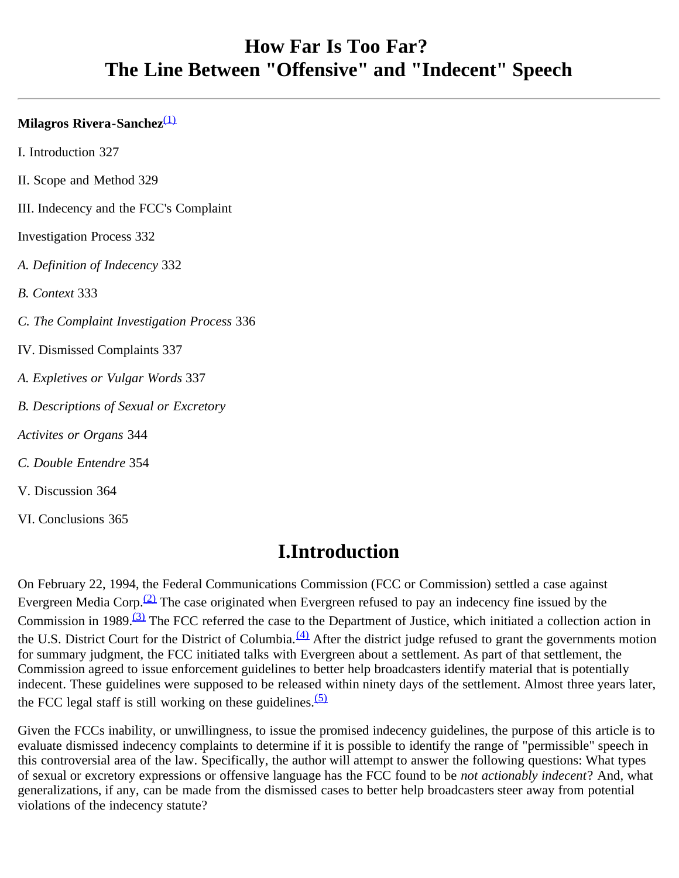# How Far Is Too Far?
# The Line Between "Offensive" and "Indecent" Speech

**Milagros Rivera-Sanchez**[(1)]

I. Introduction 327

II. Scope and Method 329

III. Indecency and the FCC's Complaint

Investigation Process 332

*A. Definition of Indecency* 332

*B. Context* 333

*C. The Complaint Investigation Process* 336

IV. Dismissed Complaints 337

*A. Expletives or Vulgar Words* 337

*B. Descriptions of Sexual or Excretory*

*Activites or Organs* 344

*C. Double Entendre* 354

V. Discussion 364

VI. Conclusions 365

## I.Introduction

On February 22, 1994, the Federal Communications Commission (FCC or Commission) settled a case against Evergreen Media Corp.[(2)] The case originated when Evergreen refused to pay an indecency fine issued by the Commission in 1989.[(3)] The FCC referred the case to the Department of Justice, which initiated a collection action in the U.S. District Court for the District of Columbia.[(4)] After the district judge refused to grant the governments motion for summary judgment, the FCC initiated talks with Evergreen about a settlement. As part of that settlement, the Commission agreed to issue enforcement guidelines to better help broadcasters identify material that is potentially indecent. These guidelines were supposed to be released within ninety days of the settlement. Almost three years later, the FCC legal staff is still working on these guidelines.[(5)]

Given the FCCs inability, or unwillingness, to issue the promised indecency guidelines, the purpose of this article is to evaluate dismissed indecency complaints to determine if it is possible to identify the range of "permissible" speech in this controversial area of the law. Specifically, the author will attempt to answer the following questions: What types of sexual or excretory expressions or offensive language has the FCC found to be *not actionably indecent*? And, what generalizations, if any, can be made from the dismissed cases to better help broadcasters steer away from potential violations of the indecency statute?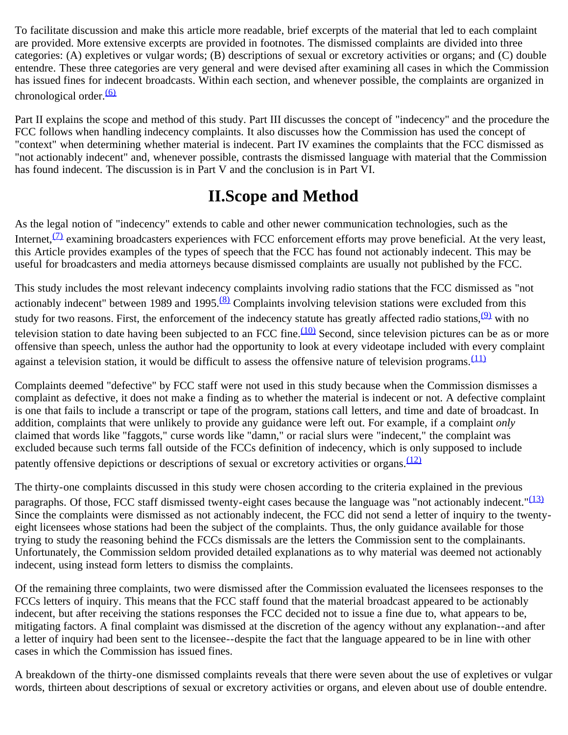To facilitate discussion and make this article more readable, brief excerpts of the material that led to each complaint are provided. More extensive excerpts are provided in footnotes. The dismissed complaints are divided into three categories: (A) expletives or vulgar words; (B) descriptions of sexual or excretory activities or organs; and (C) double entendre. These three categories are very general and were devised after examining all cases in which the Commission has issued fines for indecent broadcasts. Within each section, and whenever possible, the complaints are organized in chronological order.[(6)]

Part II explains the scope and method of this study. Part III discusses the concept of "indecency" and the procedure the FCC follows when handling indecency complaints. It also discusses how the Commission has used the concept of "context" when determining whether material is indecent. Part IV examines the complaints that the FCC dismissed as "not actionably indecent" and, whenever possible, contrasts the dismissed language with material that the Commission has found indecent. The discussion is in Part V and the conclusion is in Part VI.

## II.Scope and Method

As the legal notion of "indecency" extends to cable and other newer communication technologies, such as the Internet,[(7)] examining broadcasters experiences with FCC enforcement efforts may prove beneficial. At the very least, this Article provides examples of the types of speech that the FCC has found not actionably indecent. This may be useful for broadcasters and media attorneys because dismissed complaints are usually not published by the FCC.

This study includes the most relevant indecency complaints involving radio stations that the FCC dismissed as "not actionably indecent" between 1989 and 1995.[(8)] Complaints involving television stations were excluded from this study for two reasons. First, the enforcement of the indecency statute has greatly affected radio stations,[(9)] with no television station to date having been subjected to an FCC fine.[(10)] Second, since television pictures can be as or more offensive than speech, unless the author had the opportunity to look at every videotape included with every complaint against a television station, it would be difficult to assess the offensive nature of television programs.[(11)]

Complaints deemed "defective" by FCC staff were not used in this study because when the Commission dismisses a complaint as defective, it does not make a finding as to whether the material is indecent or not. A defective complaint is one that fails to include a transcript or tape of the program, stations call letters, and time and date of broadcast. In addition, complaints that were unlikely to provide any guidance were left out. For example, if a complaint *only* claimed that words like "faggots," curse words like "damn," or racial slurs were "indecent," the complaint was excluded because such terms fall outside of the FCCs definition of indecency, which is only supposed to include patently offensive depictions or descriptions of sexual or excretory activities or organs.[(12)]

The thirty-one complaints discussed in this study were chosen according to the criteria explained in the previous paragraphs. Of those, FCC staff dismissed twenty-eight cases because the language was "not actionably indecent."[(13)] Since the complaints were dismissed as not actionably indecent, the FCC did not send a letter of inquiry to the twenty-eight licensees whose stations had been the subject of the complaints. Thus, the only guidance available for those trying to study the reasoning behind the FCCs dismissals are the letters the Commission sent to the complainants. Unfortunately, the Commission seldom provided detailed explanations as to why material was deemed not actionably indecent, using instead form letters to dismiss the complaints.

Of the remaining three complaints, two were dismissed after the Commission evaluated the licensees responses to the FCCs letters of inquiry. This means that the FCC staff found that the material broadcast appeared to be actionably indecent, but after receiving the stations responses the FCC decided not to issue a fine due to, what appears to be, mitigating factors. A final complaint was dismissed at the discretion of the agency without any explanation--and after a letter of inquiry had been sent to the licensee--despite the fact that the language appeared to be in line with other cases in which the Commission has issued fines.

A breakdown of the thirty-one dismissed complaints reveals that there were seven about the use of expletives or vulgar words, thirteen about descriptions of sexual or excretory activities or organs, and eleven about use of double entendre.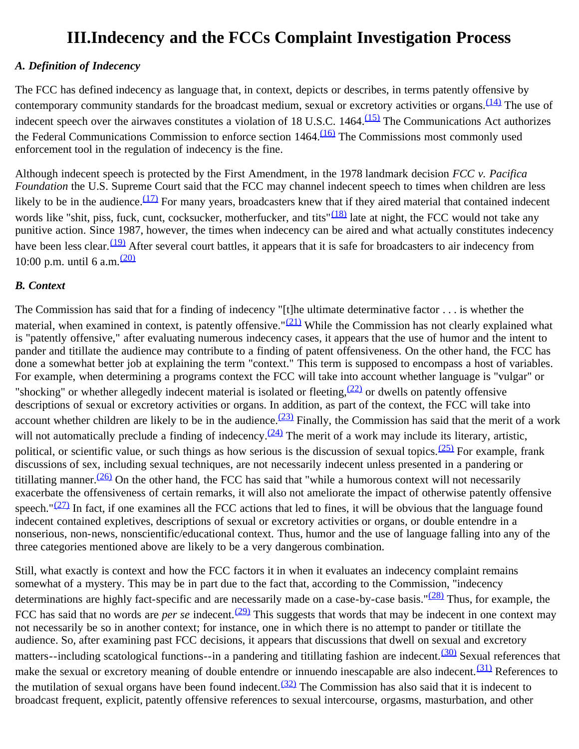# III.Indecency and the FCCs Complaint Investigation Process

### *A. Definition of Indecency*

The FCC has defined indecency as language that, in context, depicts or describes, in terms patently offensive by contemporary community standards for the broadcast medium, sexual or excretory activities or organs.[(14)] The use of indecent speech over the airwaves constitutes a violation of 18 U.S.C. 1464.[(15)] The Communications Act authorizes the Federal Communications Commission to enforce section 1464.[(16)] The Commissions most commonly used enforcement tool in the regulation of indecency is the fine.

Although indecent speech is protected by the First Amendment, in the 1978 landmark decision *FCC v. Pacifica Foundation* the U.S. Supreme Court said that the FCC may channel indecent speech to times when children are less likely to be in the audience.[(17)] For many years, broadcasters knew that if they aired material that contained indecent words like "shit, piss, fuck, cunt, cocksucker, motherfucker, and tits"[(18)] late at night, the FCC would not take any punitive action. Since 1987, however, the times when indecency can be aired and what actually constitutes indecency have been less clear.[(19)] After several court battles, it appears that it is safe for broadcasters to air indecency from 10:00 p.m. until 6 a.m.[(20)]

### *B. Context*

The Commission has said that for a finding of indecency "[t]he ultimate determinative factor . . . is whether the material, when examined in context, is patently offensive."[(21)] While the Commission has not clearly explained what is "patently offensive," after evaluating numerous indecency cases, it appears that the use of humor and the intent to pander and titillate the audience may contribute to a finding of patent offensiveness. On the other hand, the FCC has done a somewhat better job at explaining the term "context." This term is supposed to encompass a host of variables. For example, when determining a programs context the FCC will take into account whether language is "vulgar" or "shocking" or whether allegedly indecent material is isolated or fleeting,[(22)] or dwells on patently offensive descriptions of sexual or excretory activities or organs. In addition, as part of the context, the FCC will take into account whether children are likely to be in the audience.[(23)] Finally, the Commission has said that the merit of a work will not automatically preclude a finding of indecency.[(24)] The merit of a work may include its literary, artistic, political, or scientific value, or such things as how serious is the discussion of sexual topics.[(25)] For example, frank discussions of sex, including sexual techniques, are not necessarily indecent unless presented in a pandering or titillating manner.[(26)] On the other hand, the FCC has said that "while a humorous context will not necessarily exacerbate the offensiveness of certain remarks, it will also not ameliorate the impact of otherwise patently offensive speech."[(27)] In fact, if one examines all the FCC actions that led to fines, it will be obvious that the language found indecent contained expletives, descriptions of sexual or excretory activities or organs, or double entendre in a nonserious, non-news, nonscientific/educational context. Thus, humor and the use of language falling into any of the three categories mentioned above are likely to be a very dangerous combination.

Still, what exactly is context and how the FCC factors it in when it evaluates an indecency complaint remains somewhat of a mystery. This may be in part due to the fact that, according to the Commission, "indecency determinations are highly fact-specific and are necessarily made on a case-by-case basis."[(28)] Thus, for example, the FCC has said that no words are *per se* indecent.[(29)] This suggests that words that may be indecent in one context may not necessarily be so in another context; for instance, one in which there is no attempt to pander or titillate the audience. So, after examining past FCC decisions, it appears that discussions that dwell on sexual and excretory matters--including scatological functions--in a pandering and titillating fashion are indecent.[(30)] Sexual references that make the sexual or excretory meaning of double entendre or innuendo inescapable are also indecent.[(31)] References to the mutilation of sexual organs have been found indecent.[(32)] The Commission has also said that it is indecent to broadcast frequent, explicit, patently offensive references to sexual intercourse, orgasms, masturbation, and other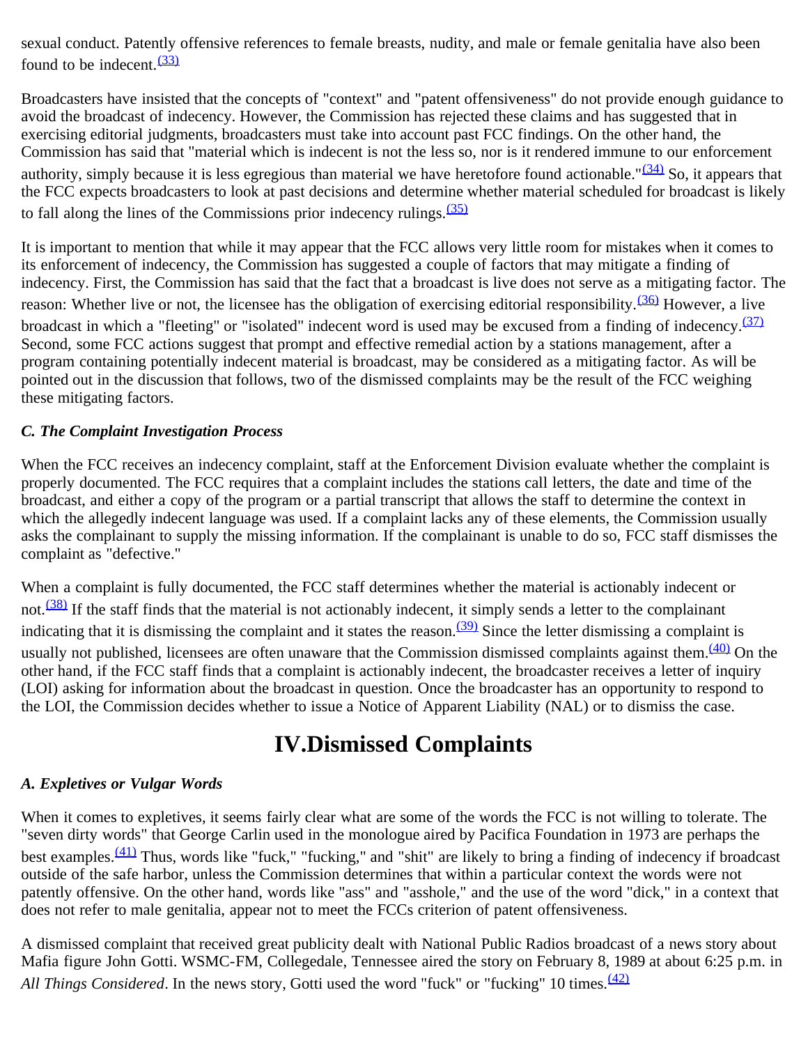sexual conduct. Patently offensive references to female breasts, nudity, and male or female genitalia have also been found to be indecent.[(33)]

Broadcasters have insisted that the concepts of "context" and "patent offensiveness" do not provide enough guidance to avoid the broadcast of indecency. However, the Commission has rejected these claims and has suggested that in exercising editorial judgments, broadcasters must take into account past FCC findings. On the other hand, the Commission has said that "material which is indecent is not the less so, nor is it rendered immune to our enforcement authority, simply because it is less egregious than material we have heretofore found actionable."[(34)] So, it appears that the FCC expects broadcasters to look at past decisions and determine whether material scheduled for broadcast is likely to fall along the lines of the Commissions prior indecency rulings.[(35)]

It is important to mention that while it may appear that the FCC allows very little room for mistakes when it comes to its enforcement of indecency, the Commission has suggested a couple of factors that may mitigate a finding of indecency. First, the Commission has said that the fact that a broadcast is live does not serve as a mitigating factor. The reason: Whether live or not, the licensee has the obligation of exercising editorial responsibility.[(36)] However, a live broadcast in which a "fleeting" or "isolated" indecent word is used may be excused from a finding of indecency.[(37)] Second, some FCC actions suggest that prompt and effective remedial action by a stations management, after a program containing potentially indecent material is broadcast, may be considered as a mitigating factor. As will be pointed out in the discussion that follows, two of the dismissed complaints may be the result of the FCC weighing these mitigating factors.

### *C. The Complaint Investigation Process*

When the FCC receives an indecency complaint, staff at the Enforcement Division evaluate whether the complaint is properly documented. The FCC requires that a complaint includes the stations call letters, the date and time of the broadcast, and either a copy of the program or a partial transcript that allows the staff to determine the context in which the allegedly indecent language was used. If a complaint lacks any of these elements, the Commission usually asks the complainant to supply the missing information. If the complainant is unable to do so, FCC staff dismisses the complaint as "defective."

When a complaint is fully documented, the FCC staff determines whether the material is actionably indecent or not.[(38)] If the staff finds that the material is not actionably indecent, it simply sends a letter to the complainant indicating that it is dismissing the complaint and it states the reason.[(39)] Since the letter dismissing a complaint is usually not published, licensees are often unaware that the Commission dismissed complaints against them.[(40)] On the other hand, if the FCC staff finds that a complaint is actionably indecent, the broadcaster receives a letter of inquiry (LOI) asking for information about the broadcast in question. Once the broadcaster has an opportunity to respond to the LOI, the Commission decides whether to issue a Notice of Apparent Liability (NAL) or to dismiss the case.

## IV.Dismissed Complaints

### *A. Expletives or Vulgar Words*

When it comes to expletives, it seems fairly clear what are some of the words the FCC is not willing to tolerate. The "seven dirty words" that George Carlin used in the monologue aired by Pacifica Foundation in 1973 are perhaps the best examples.[(41)] Thus, words like "fuck," "fucking," and "shit" are likely to bring a finding of indecency if broadcast outside of the safe harbor, unless the Commission determines that within a particular context the words were not patently offensive. On the other hand, words like "ass" and "asshole," and the use of the word "dick," in a context that does not refer to male genitalia, appear not to meet the FCCs criterion of patent offensiveness.

A dismissed complaint that received great publicity dealt with National Public Radios broadcast of a news story about Mafia figure John Gotti. WSMC-FM, Collegedale, Tennessee aired the story on February 8, 1989 at about 6:25 p.m. in *All Things Considered*. In the news story, Gotti used the word "fuck" or "fucking" 10 times.[(42)]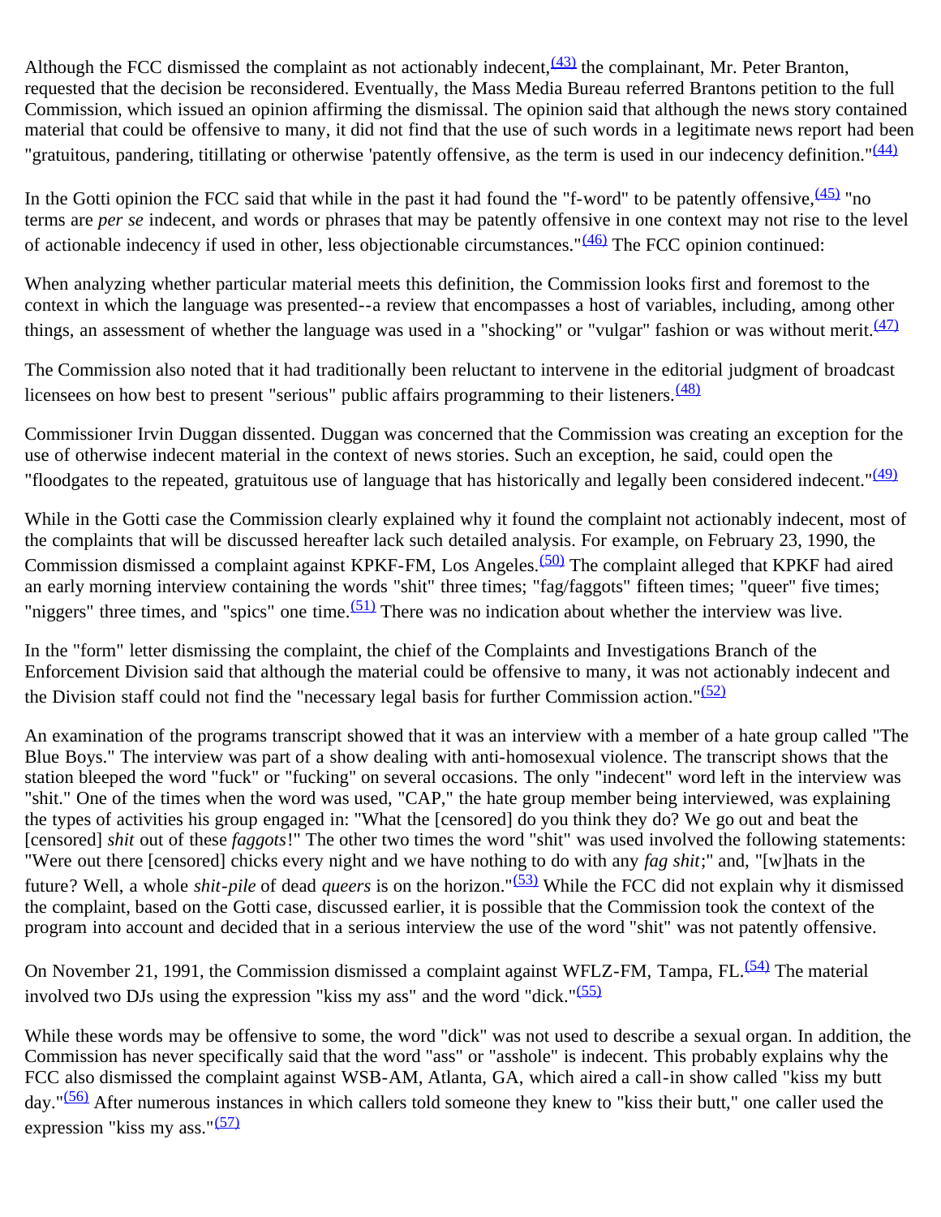Although the FCC dismissed the complaint as not actionably indecent,[(43)] the complainant, Mr. Peter Branton, requested that the decision be reconsidered. Eventually, the Mass Media Bureau referred Brantons petition to the full Commission, which issued an opinion affirming the dismissal. The opinion said that although the news story contained material that could be offensive to many, it did not find that the use of such words in a legitimate news report had been "gratuitous, pandering, titillating or otherwise 'patently offensive, as the term is used in our indecency definition."[(44)]

In the Gotti opinion the FCC said that while in the past it had found the "f-word" to be patently offensive,[(45)] "no terms are *per se* indecent, and words or phrases that may be patently offensive in one context may not rise to the level of actionable indecency if used in other, less objectionable circumstances."[(46)] The FCC opinion continued:

When analyzing whether particular material meets this definition, the Commission looks first and foremost to the context in which the language was presented--a review that encompasses a host of variables, including, among other things, an assessment of whether the language was used in a "shocking" or "vulgar" fashion or was without merit.[(47)]

The Commission also noted that it had traditionally been reluctant to intervene in the editorial judgment of broadcast licensees on how best to present "serious" public affairs programming to their listeners.[(48)]

Commissioner Irvin Duggan dissented. Duggan was concerned that the Commission was creating an exception for the use of otherwise indecent material in the context of news stories. Such an exception, he said, could open the "floodgates to the repeated, gratuitous use of language that has historically and legally been considered indecent."[(49)]

While in the Gotti case the Commission clearly explained why it found the complaint not actionably indecent, most of the complaints that will be discussed hereafter lack such detailed analysis. For example, on February 23, 1990, the Commission dismissed a complaint against KPKF-FM, Los Angeles.[(50)] The complaint alleged that KPKF had aired an early morning interview containing the words "shit" three times; "fag/faggots" fifteen times; "queer" five times; "niggers" three times, and "spics" one time.[(51)] There was no indication about whether the interview was live.

In the "form" letter dismissing the complaint, the chief of the Complaints and Investigations Branch of the Enforcement Division said that although the material could be offensive to many, it was not actionably indecent and the Division staff could not find the "necessary legal basis for further Commission action."[(52)]

An examination of the programs transcript showed that it was an interview with a member of a hate group called "The Blue Boys." The interview was part of a show dealing with anti-homosexual violence. The transcript shows that the station bleeped the word "fuck" or "fucking" on several occasions. The only "indecent" word left in the interview was "shit." One of the times when the word was used, "CAP," the hate group member being interviewed, was explaining the types of activities his group engaged in: "What the [censored] do you think they do? We go out and beat the [censored] *shit* out of these *faggots*!" The other two times the word "shit" was used involved the following statements: "Were out there [censored] chicks every night and we have nothing to do with any *fag shit*;" and, "[w]hats in the future? Well, a whole *shit-pile* of dead *queers* is on the horizon."[(53)] While the FCC did not explain why it dismissed the complaint, based on the Gotti case, discussed earlier, it is possible that the Commission took the context of the program into account and decided that in a serious interview the use of the word "shit" was not patently offensive.

On November 21, 1991, the Commission dismissed a complaint against WFLZ-FM, Tampa, FL.[(54)] The material involved two DJs using the expression "kiss my ass" and the word "dick."[(55)]

While these words may be offensive to some, the word "dick" was not used to describe a sexual organ. In addition, the Commission has never specifically said that the word "ass" or "asshole" is indecent. This probably explains why the FCC also dismissed the complaint against WSB-AM, Atlanta, GA, which aired a call-in show called "kiss my butt day."[(56)] After numerous instances in which callers told someone they knew to "kiss their butt," one caller used the expression "kiss my ass."[(57)]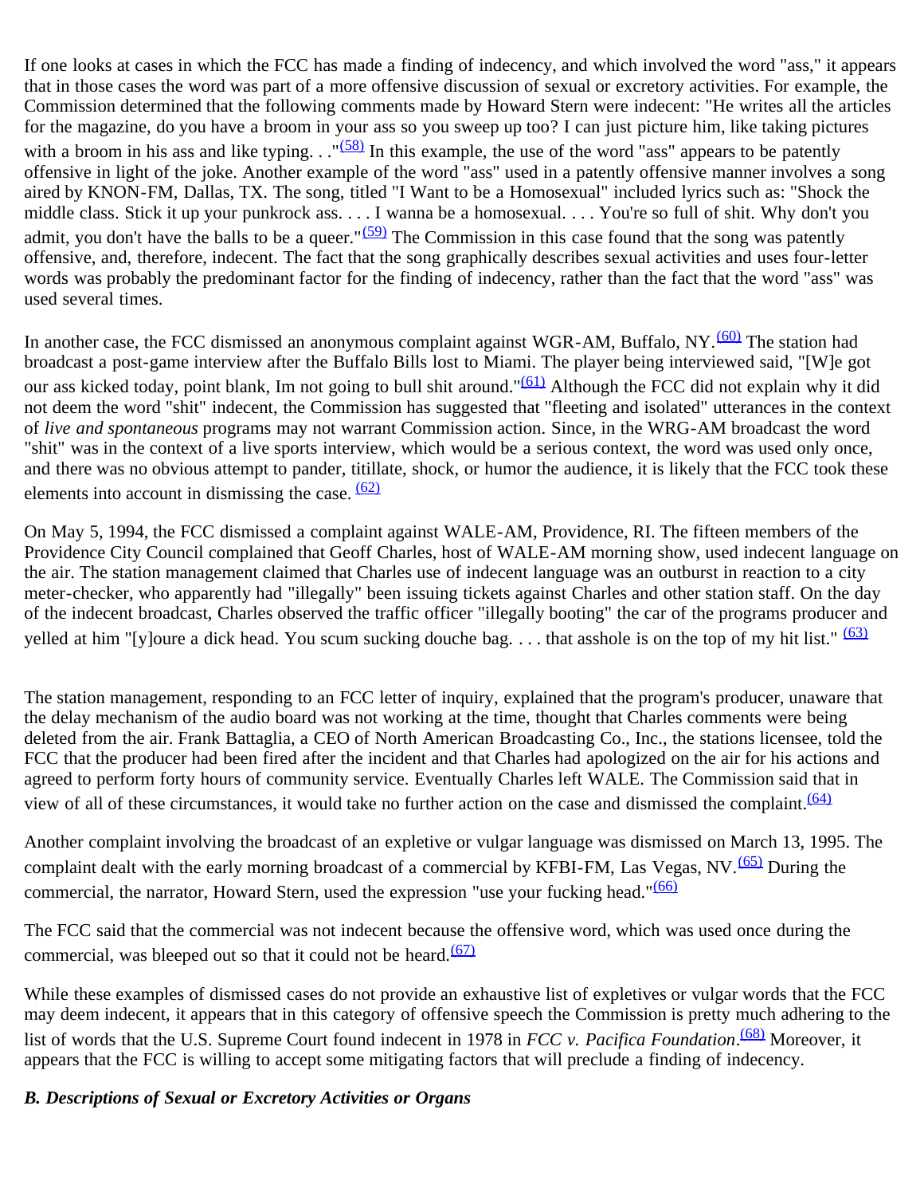If one looks at cases in which the FCC has made a finding of indecency, and which involved the word "ass," it appears that in those cases the word was part of a more offensive discussion of sexual or excretory activities. For example, the Commission determined that the following comments made by Howard Stern were indecent: "He writes all the articles for the magazine, do you have a broom in your ass so you sweep up too? I can just picture him, like taking pictures with a broom in his ass and like typing. . ."[(58)] In this example, the use of the word "ass" appears to be patently offensive in light of the joke. Another example of the word "ass" used in a patently offensive manner involves a song aired by KNON-FM, Dallas, TX. The song, titled "I Want to be a Homosexual" included lyrics such as: "Shock the middle class. Stick it up your punkrock ass. . . . I wanna be a homosexual. . . . You're so full of shit. Why don't you admit, you don't have the balls to be a queer."[(59)] The Commission in this case found that the song was patently offensive, and, therefore, indecent. The fact that the song graphically describes sexual activities and uses four-letter words was probably the predominant factor for the finding of indecency, rather than the fact that the word "ass" was used several times.

In another case, the FCC dismissed an anonymous complaint against WGR-AM, Buffalo, NY.[(60)] The station had broadcast a post-game interview after the Buffalo Bills lost to Miami. The player being interviewed said, "[W]e got our ass kicked today, point blank, Im not going to bull shit around."[(61)] Although the FCC did not explain why it did not deem the word "shit" indecent, the Commission has suggested that "fleeting and isolated" utterances in the context of *live and spontaneous* programs may not warrant Commission action. Since, in the WRG-AM broadcast the word "shit" was in the context of a live sports interview, which would be a serious context, the word was used only once, and there was no obvious attempt to pander, titillate, shock, or humor the audience, it is likely that the FCC took these elements into account in dismissing the case. [(62)]

On May 5, 1994, the FCC dismissed a complaint against WALE-AM, Providence, RI. The fifteen members of the Providence City Council complained that Geoff Charles, host of WALE-AM morning show, used indecent language on the air. The station management claimed that Charles use of indecent language was an outburst in reaction to a city meter-checker, who apparently had "illegally" been issuing tickets against Charles and other station staff. On the day of the indecent broadcast, Charles observed the traffic officer "illegally booting" the car of the programs producer and yelled at him "[y]oure a dick head. You scum sucking douche bag. . . . that asshole is on the top of my hit list." [(63)]

The station management, responding to an FCC letter of inquiry, explained that the program's producer, unaware that the delay mechanism of the audio board was not working at the time, thought that Charles comments were being deleted from the air. Frank Battaglia, a CEO of North American Broadcasting Co., Inc., the stations licensee, told the FCC that the producer had been fired after the incident and that Charles had apologized on the air for his actions and agreed to perform forty hours of community service. Eventually Charles left WALE. The Commission said that in view of all of these circumstances, it would take no further action on the case and dismissed the complaint.[(64)]

Another complaint involving the broadcast of an expletive or vulgar language was dismissed on March 13, 1995. The complaint dealt with the early morning broadcast of a commercial by KFBI-FM, Las Vegas, NV.[(65)] During the commercial, the narrator, Howard Stern, used the expression "use your fucking head."[(66)]

The FCC said that the commercial was not indecent because the offensive word, which was used once during the commercial, was bleeped out so that it could not be heard.[(67)]

While these examples of dismissed cases do not provide an exhaustive list of expletives or vulgar words that the FCC may deem indecent, it appears that in this category of offensive speech the Commission is pretty much adhering to the list of words that the U.S. Supreme Court found indecent in 1978 in *FCC v. Pacifica Foundation*.[(68)] Moreover, it appears that the FCC is willing to accept some mitigating factors that will preclude a finding of indecency.

### *B. Descriptions of Sexual or Excretory Activities or Organs*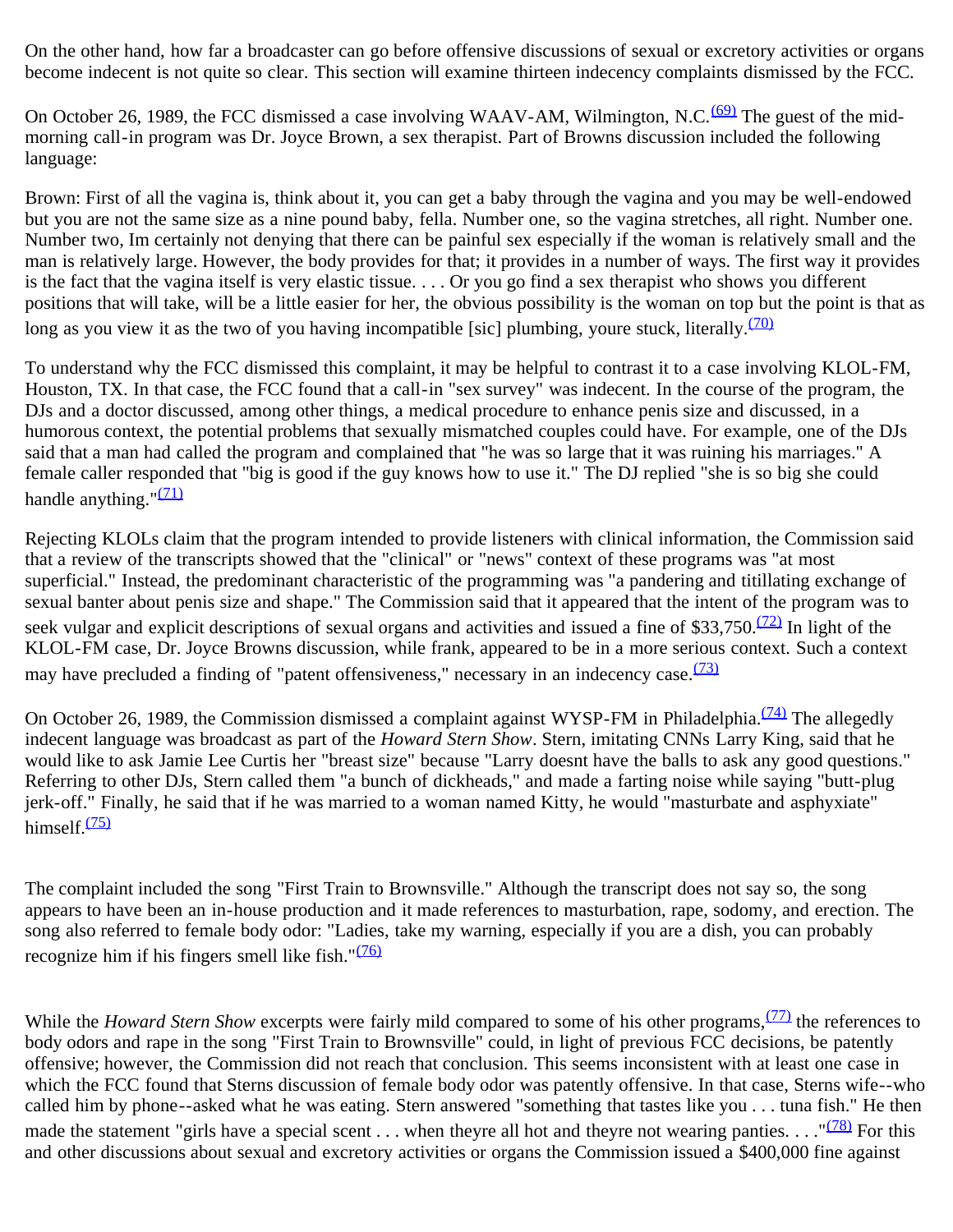On the other hand, how far a broadcaster can go before offensive discussions of sexual or excretory activities or organs become indecent is not quite so clear. This section will examine thirteen indecency complaints dismissed by the FCC.

On October 26, 1989, the FCC dismissed a case involving WAAV-AM, Wilmington, N.C.[(69)] The guest of the mid-morning call-in program was Dr. Joyce Brown, a sex therapist. Part of Browns discussion included the following language:

Brown: First of all the vagina is, think about it, you can get a baby through the vagina and you may be well-endowed but you are not the same size as a nine pound baby, fella. Number one, so the vagina stretches, all right. Number one. Number two, Im certainly not denying that there can be painful sex especially if the woman is relatively small and the man is relatively large. However, the body provides for that; it provides in a number of ways. The first way it provides is the fact that the vagina itself is very elastic tissue. . . . Or you go find a sex therapist who shows you different positions that will take, will be a little easier for her, the obvious possibility is the woman on top but the point is that as long as you view it as the two of you having incompatible [sic] plumbing, youre stuck, literally.[(70)]

To understand why the FCC dismissed this complaint, it may be helpful to contrast it to a case involving KLOL-FM, Houston, TX. In that case, the FCC found that a call-in "sex survey" was indecent. In the course of the program, the DJs and a doctor discussed, among other things, a medical procedure to enhance penis size and discussed, in a humorous context, the potential problems that sexually mismatched couples could have. For example, one of the DJs said that a man had called the program and complained that "he was so large that it was ruining his marriages." A female caller responded that "big is good if the guy knows how to use it." The DJ replied "she is so big she could handle anything."[(71)]

Rejecting KLOLs claim that the program intended to provide listeners with clinical information, the Commission said that a review of the transcripts showed that the "clinical" or "news" context of these programs was "at most superficial." Instead, the predominant characteristic of the programming was "a pandering and titillating exchange of sexual banter about penis size and shape." The Commission said that it appeared that the intent of the program was to seek vulgar and explicit descriptions of sexual organs and activities and issued a fine of $33,750.[(72)] In light of the KLOL-FM case, Dr. Joyce Browns discussion, while frank, appeared to be in a more serious context. Such a context may have precluded a finding of "patent offensiveness," necessary in an indecency case.[(73)]

On October 26, 1989, the Commission dismissed a complaint against WYSP-FM in Philadelphia.[(74)] The allegedly indecent language was broadcast as part of the *Howard Stern Show*. Stern, imitating CNNs Larry King, said that he would like to ask Jamie Lee Curtis her "breast size" because "Larry doesnt have the balls to ask any good questions." Referring to other DJs, Stern called them "a bunch of dickheads," and made a farting noise while saying "butt-plug jerk-off." Finally, he said that if he was married to a woman named Kitty, he would "masturbate and asphyxiate" himself.[(75)]

The complaint included the song "First Train to Brownsville." Although the transcript does not say so, the song appears to have been an in-house production and it made references to masturbation, rape, sodomy, and erection. The song also referred to female body odor: "Ladies, take my warning, especially if you are a dish, you can probably recognize him if his fingers smell like fish."[(76)]

While the *Howard Stern Show* excerpts were fairly mild compared to some of his other programs,[(77)] the references to body odors and rape in the song "First Train to Brownsville" could, in light of previous FCC decisions, be patently offensive; however, the Commission did not reach that conclusion. This seems inconsistent with at least one case in which the FCC found that Sterns discussion of female body odor was patently offensive. In that case, Sterns wife--who called him by phone--asked what he was eating. Stern answered "something that tastes like you . . . tuna fish." He then made the statement "girls have a special scent . . . when theyre all hot and theyre not wearing panties. . . ."[(78)] For this and other discussions about sexual and excretory activities or organs the Commission issued a $400,000 fine against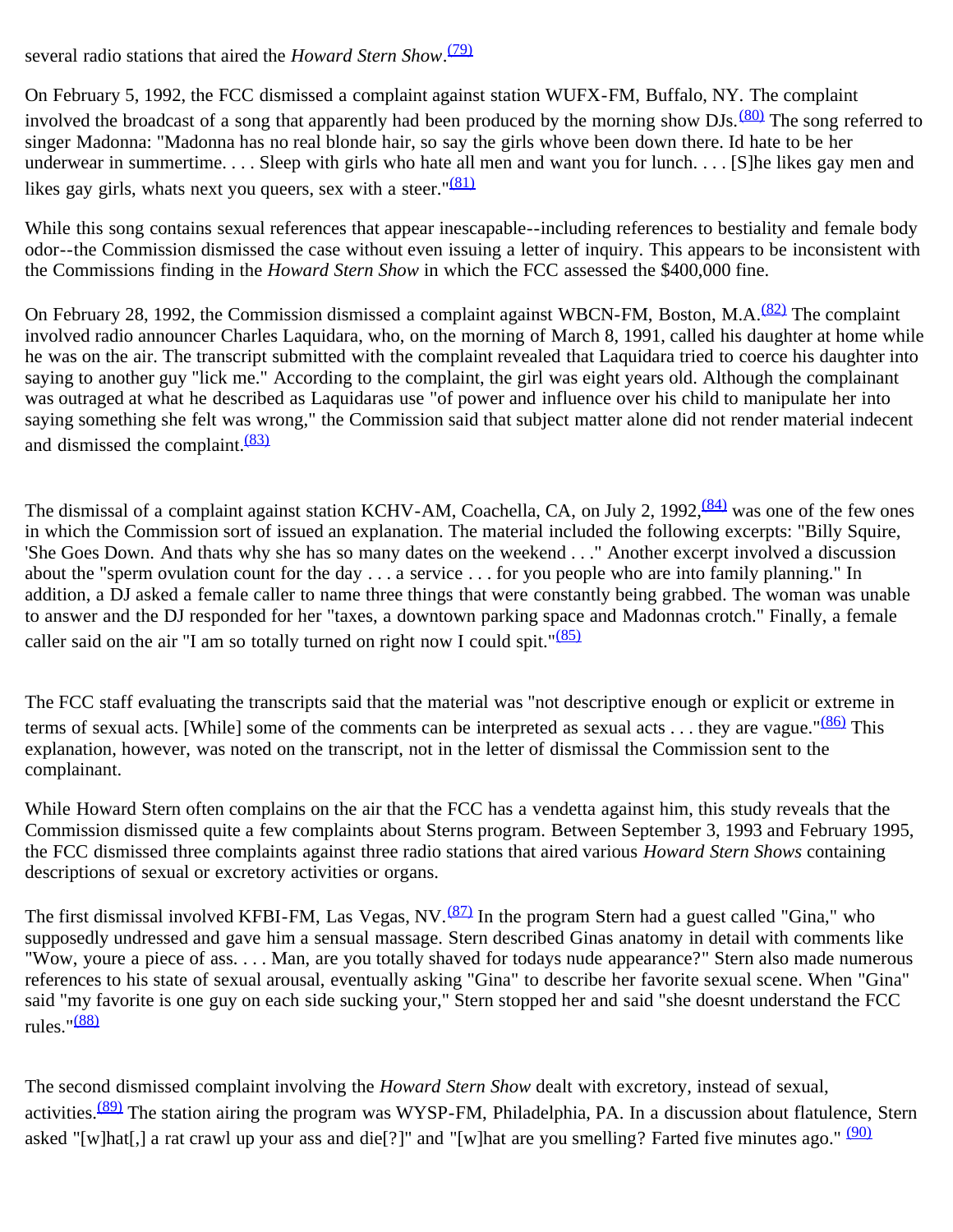several radio stations that aired the *Howard Stern Show*.[(79)]

On February 5, 1992, the FCC dismissed a complaint against station WUFX-FM, Buffalo, NY. The complaint involved the broadcast of a song that apparently had been produced by the morning show DJs.[(80)] The song referred to singer Madonna: "Madonna has no real blonde hair, so say the girls whove been down there. Id hate to be her underwear in summertime. . . . Sleep with girls who hate all men and want you for lunch. . . . [S]he likes gay men and likes gay girls, whats next you queers, sex with a steer."[(81)]

While this song contains sexual references that appear inescapable--including references to bestiality and female body odor--the Commission dismissed the case without even issuing a letter of inquiry. This appears to be inconsistent with the Commissions finding in the *Howard Stern Show* in which the FCC assessed the $400,000 fine.

On February 28, 1992, the Commission dismissed a complaint against WBCN-FM, Boston, M.A.[(82)] The complaint involved radio announcer Charles Laquidara, who, on the morning of March 8, 1991, called his daughter at home while he was on the air. The transcript submitted with the complaint revealed that Laquidara tried to coerce his daughter into saying to another guy "lick me." According to the complaint, the girl was eight years old. Although the complainant was outraged at what he described as Laquidaras use "of power and influence over his child to manipulate her into saying something she felt was wrong," the Commission said that subject matter alone did not render material indecent and dismissed the complaint.[(83)]

The dismissal of a complaint against station KCHV-AM, Coachella, CA, on July 2, 1992,[(84)] was one of the few ones in which the Commission sort of issued an explanation. The material included the following excerpts: "Billy Squire, 'She Goes Down. And thats why she has so many dates on the weekend . . ." Another excerpt involved a discussion about the "sperm ovulation count for the day . . . a service . . . for you people who are into family planning." In addition, a DJ asked a female caller to name three things that were constantly being grabbed. The woman was unable to answer and the DJ responded for her "taxes, a downtown parking space and Madonnas crotch." Finally, a female caller said on the air "I am so totally turned on right now I could spit."[(85)]

The FCC staff evaluating the transcripts said that the material was "not descriptive enough or explicit or extreme in terms of sexual acts. [While] some of the comments can be interpreted as sexual acts . . . they are vague."[(86)] This explanation, however, was noted on the transcript, not in the letter of dismissal the Commission sent to the complainant.

While Howard Stern often complains on the air that the FCC has a vendetta against him, this study reveals that the Commission dismissed quite a few complaints about Sterns program. Between September 3, 1993 and February 1995, the FCC dismissed three complaints against three radio stations that aired various *Howard Stern Shows* containing descriptions of sexual or excretory activities or organs.

The first dismissal involved KFBI-FM, Las Vegas, NV.[(87)] In the program Stern had a guest called "Gina," who supposedly undressed and gave him a sensual massage. Stern described Ginas anatomy in detail with comments like "Wow, youre a piece of ass. . . . Man, are you totally shaved for todays nude appearance?" Stern also made numerous references to his state of sexual arousal, eventually asking "Gina" to describe her favorite sexual scene. When "Gina" said "my favorite is one guy on each side sucking your," Stern stopped her and said "she doesnt understand the FCC rules."[(88)]

The second dismissed complaint involving the *Howard Stern Show* dealt with excretory, instead of sexual, activities.[(89)] The station airing the program was WYSP-FM, Philadelphia, PA. In a discussion about flatulence, Stern asked "[w]hat[,] a rat crawl up your ass and die[?]" and "[w]hat are you smelling? Farted five minutes ago." [(90)]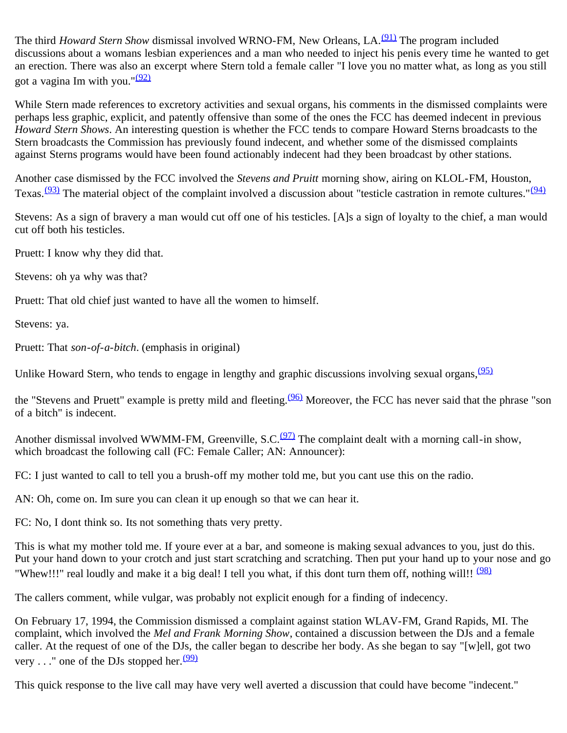The third *Howard Stern Show* dismissal involved WRNO-FM, New Orleans, LA.[(91)] The program included discussions about a womans lesbian experiences and a man who needed to inject his penis every time he wanted to get an erection. There was also an excerpt where Stern told a female caller "I love you no matter what, as long as you still got a vagina Im with you."[(92)]

While Stern made references to excretory activities and sexual organs, his comments in the dismissed complaints were perhaps less graphic, explicit, and patently offensive than some of the ones the FCC has deemed indecent in previous *Howard Stern Shows*. An interesting question is whether the FCC tends to compare Howard Sterns broadcasts to the Stern broadcasts the Commission has previously found indecent, and whether some of the dismissed complaints against Sterns programs would have been found actionably indecent had they been broadcast by other stations.

Another case dismissed by the FCC involved the *Stevens and Pruitt* morning show, airing on KLOL-FM, Houston, Texas.[(93)] The material object of the complaint involved a discussion about "testicle castration in remote cultures."[(94)]

Stevens: As a sign of bravery a man would cut off one of his testicles. [A]s a sign of loyalty to the chief, a man would cut off both his testicles.

Pruett: I know why they did that.

Stevens: oh ya why was that?

Pruett: That old chief just wanted to have all the women to himself.

Stevens: ya.

Pruett: That *son-of-a-bitch*. (emphasis in original)

Unlike Howard Stern, who tends to engage in lengthy and graphic discussions involving sexual organs,[(95)]

the "Stevens and Pruett" example is pretty mild and fleeting.[(96)] Moreover, the FCC has never said that the phrase "son of a bitch" is indecent.

Another dismissal involved WWMM-FM, Greenville, S.C.[(97)] The complaint dealt with a morning call-in show, which broadcast the following call (FC: Female Caller; AN: Announcer):

FC: I just wanted to call to tell you a brush-off my mother told me, but you cant use this on the radio.

AN: Oh, come on. Im sure you can clean it up enough so that we can hear it.

FC: No, I dont think so. Its not something thats very pretty.

This is what my mother told me. If youre ever at a bar, and someone is making sexual advances to you, just do this. Put your hand down to your crotch and just start scratching and scratching. Then put your hand up to your nose and go "Whew!!!" real loudly and make it a big deal! I tell you what, if this dont turn them off, nothing will!! [(98)]

The callers comment, while vulgar, was probably not explicit enough for a finding of indecency.

On February 17, 1994, the Commission dismissed a complaint against station WLAV-FM, Grand Rapids, MI. The complaint, which involved the *Mel and Frank Morning Show*, contained a discussion between the DJs and a female caller. At the request of one of the DJs, the caller began to describe her body. As she began to say "[w]ell, got two very . . ." one of the DJs stopped her.[(99)]

This quick response to the live call may have very well averted a discussion that could have become "indecent."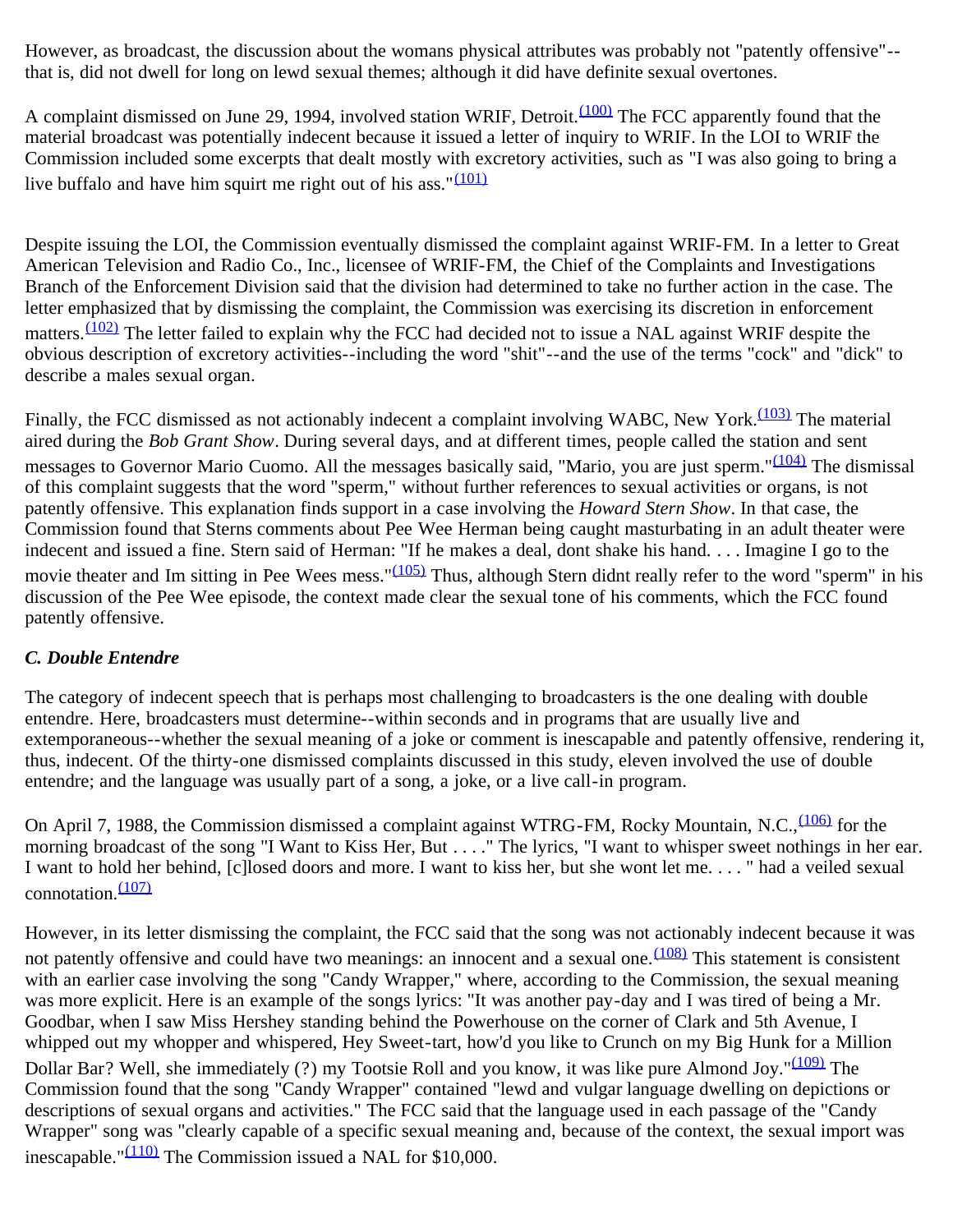However, as broadcast, the discussion about the womans physical attributes was probably not "patently offensive"--that is, did not dwell for long on lewd sexual themes; although it did have definite sexual overtones.

A complaint dismissed on June 29, 1994, involved station WRIF, Detroit.[(100)] The FCC apparently found that the material broadcast was potentially indecent because it issued a letter of inquiry to WRIF. In the LOI to WRIF the Commission included some excerpts that dealt mostly with excretory activities, such as "I was also going to bring a live buffalo and have him squirt me right out of his ass."[(101)]

Despite issuing the LOI, the Commission eventually dismissed the complaint against WRIF-FM. In a letter to Great American Television and Radio Co., Inc., licensee of WRIF-FM, the Chief of the Complaints and Investigations Branch of the Enforcement Division said that the division had determined to take no further action in the case. The letter emphasized that by dismissing the complaint, the Commission was exercising its discretion in enforcement matters.[(102)] The letter failed to explain why the FCC had decided not to issue a NAL against WRIF despite the obvious description of excretory activities--including the word "shit"--and the use of the terms "cock" and "dick" to describe a males sexual organ.

Finally, the FCC dismissed as not actionably indecent a complaint involving WABC, New York.[(103)] The material aired during the *Bob Grant Show*. During several days, and at different times, people called the station and sent messages to Governor Mario Cuomo. All the messages basically said, "Mario, you are just sperm."[(104)] The dismissal of this complaint suggests that the word "sperm," without further references to sexual activities or organs, is not patently offensive. This explanation finds support in a case involving the *Howard Stern Show*. In that case, the Commission found that Sterns comments about Pee Wee Herman being caught masturbating in an adult theater were indecent and issued a fine. Stern said of Herman: "If he makes a deal, dont shake his hand. . . . Imagine I go to the movie theater and Im sitting in Pee Wees mess."[(105)] Thus, although Stern didnt really refer to the word "sperm" in his discussion of the Pee Wee episode, the context made clear the sexual tone of his comments, which the FCC found patently offensive.

### *C. Double Entendre*

The category of indecent speech that is perhaps most challenging to broadcasters is the one dealing with double entendre. Here, broadcasters must determine--within seconds and in programs that are usually live and extemporaneous--whether the sexual meaning of a joke or comment is inescapable and patently offensive, rendering it, thus, indecent. Of the thirty-one dismissed complaints discussed in this study, eleven involved the use of double entendre; and the language was usually part of a song, a joke, or a live call-in program.

On April 7, 1988, the Commission dismissed a complaint against WTRG-FM, Rocky Mountain, N.C.,[(106)] for the morning broadcast of the song "I Want to Kiss Her, But . . . ." The lyrics, "I want to whisper sweet nothings in her ear. I want to hold her behind, [c]losed doors and more. I want to kiss her, but she wont let me. . . . " had a veiled sexual connotation.[(107)]

However, in its letter dismissing the complaint, the FCC said that the song was not actionably indecent because it was not patently offensive and could have two meanings: an innocent and a sexual one.[(108)] This statement is consistent with an earlier case involving the song "Candy Wrapper," where, according to the Commission, the sexual meaning was more explicit. Here is an example of the songs lyrics: "It was another pay-day and I was tired of being a Mr. Goodbar, when I saw Miss Hershey standing behind the Powerhouse on the corner of Clark and 5th Avenue, I whipped out my whopper and whispered, Hey Sweet-tart, how'd you like to Crunch on my Big Hunk for a Million Dollar Bar? Well, she immediately (?) my Tootsie Roll and you know, it was like pure Almond Joy."[(109)] The Commission found that the song "Candy Wrapper" contained "lewd and vulgar language dwelling on depictions or descriptions of sexual organs and activities." The FCC said that the language used in each passage of the "Candy Wrapper" song was "clearly capable of a specific sexual meaning and, because of the context, the sexual import was inescapable."[(110)] The Commission issued a NAL for $10,000.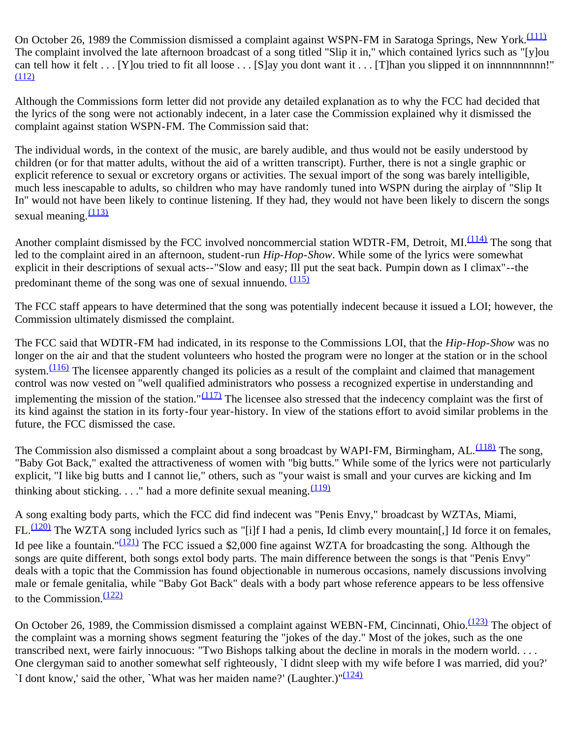On October 26, 1989 the Commission dismissed a complaint against WSPN-FM in Saratoga Springs, New York.(111) The complaint involved the late afternoon broadcast of a song titled "Slip it in," which contained lyrics such as "[y]ou can tell how it felt . . . [Y]ou tried to fit all loose . . . [S]ay you dont want it . . . [T]han you slipped it on innnnnnnnnn!" (112)

Although the Commissions form letter did not provide any detailed explanation as to why the FCC had decided that the lyrics of the song were not actionably indecent, in a later case the Commission explained why it dismissed the complaint against station WSPN-FM. The Commission said that:

The individual words, in the context of the music, are barely audible, and thus would not be easily understood by children (or for that matter adults, without the aid of a written transcript). Further, there is not a single graphic or explicit reference to sexual or excretory organs or activities. The sexual import of the song was barely intelligible, much less inescapable to adults, so children who may have randomly tuned into WSPN during the airplay of "Slip It In" would not have been likely to continue listening. If they had, they would not have been likely to discern the songs sexual meaning.(113)

Another complaint dismissed by the FCC involved noncommercial station WDTR-FM, Detroit, MI.(114) The song that led to the complaint aired in an afternoon, student-run *Hip-Hop-Show*. While some of the lyrics were somewhat explicit in their descriptions of sexual acts--"Slow and easy; Ill put the seat back. Pumpin down as I climax"--the predominant theme of the song was one of sexual innuendo. (115)

The FCC staff appears to have determined that the song was potentially indecent because it issued a LOI; however, the Commission ultimately dismissed the complaint.

The FCC said that WDTR-FM had indicated, in its response to the Commissions LOI, that the *Hip-Hop-Show* was no longer on the air and that the student volunteers who hosted the program were no longer at the station or in the school system.(116) The licensee apparently changed its policies as a result of the complaint and claimed that management control was now vested on "well qualified administrators who possess a recognized expertise in understanding and implementing the mission of the station."(117) The licensee also stressed that the indecency complaint was the first of its kind against the station in its forty-four year-history. In view of the stations effort to avoid similar problems in the future, the FCC dismissed the case.

The Commission also dismissed a complaint about a song broadcast by WAPI-FM, Birmingham, AL.(118) The song, "Baby Got Back," exalted the attractiveness of women with "big butts." While some of the lyrics were not particularly explicit, "I like big butts and I cannot lie," others, such as "your waist is small and your curves are kicking and Im thinking about sticking. . . ." had a more definite sexual meaning.(119)

A song exalting body parts, which the FCC did find indecent was "Penis Envy," broadcast by WZTAs, Miami, FL.(120) The WZTA song included lyrics such as "[i]f I had a penis, Id climb every mountain[,] Id force it on females, Id pee like a fountain."(121) The FCC issued a $2,000 fine against WZTA for broadcasting the song. Although the songs are quite different, both songs extol body parts. The main difference between the songs is that "Penis Envy" deals with a topic that the Commission has found objectionable in numerous occasions, namely discussions involving male or female genitalia, while "Baby Got Back" deals with a body part whose reference appears to be less offensive to the Commission.(122)

On October 26, 1989, the Commission dismissed a complaint against WEBN-FM, Cincinnati, Ohio.(123) The object of the complaint was a morning shows segment featuring the "jokes of the day." Most of the jokes, such as the one transcribed next, were fairly innocuous: "Two Bishops talking about the decline in morals in the modern world. . . . One clergyman said to another somewhat self righteously, `I didnt sleep with my wife before I was married, did you?' `I dont know,' said the other, `What was her maiden name?' (Laughter.)"(124)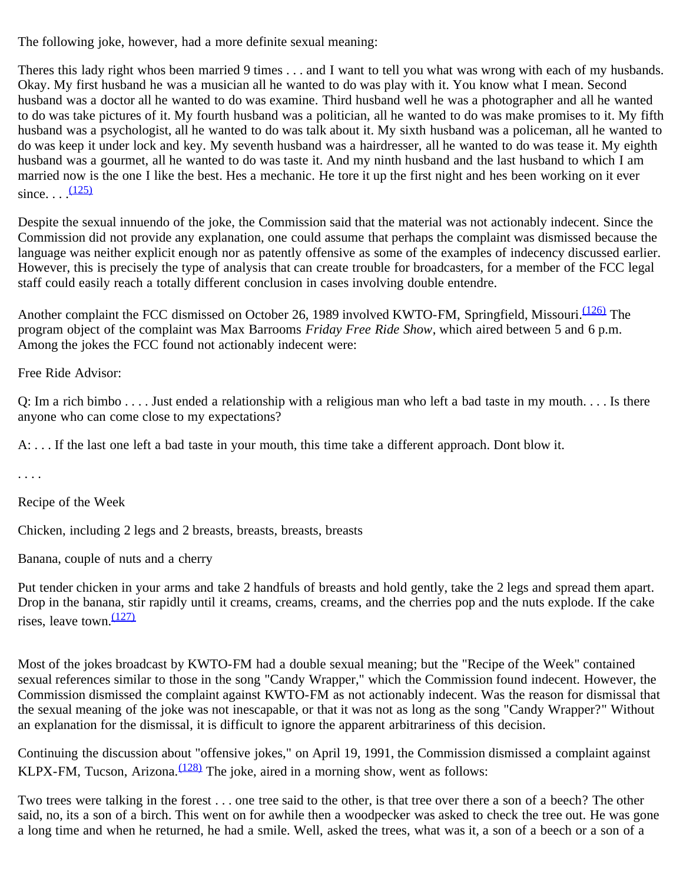The following joke, however, had a more definite sexual meaning:

Theres this lady right whos been married 9 times . . . and I want to tell you what was wrong with each of my husbands. Okay. My first husband he was a musician all he wanted to do was play with it. You know what I mean. Second husband was a doctor all he wanted to do was examine. Third husband well he was a photographer and all he wanted to do was take pictures of it. My fourth husband was a politician, all he wanted to do was make promises to it. My fifth husband was a psychologist, all he wanted to do was talk about it. My sixth husband was a policeman, all he wanted to do was keep it under lock and key. My seventh husband was a hairdresser, all he wanted to do was tease it. My eighth husband was a gourmet, all he wanted to do was taste it. And my ninth husband and the last husband to which I am married now is the one I like the best. Hes a mechanic. He tore it up the first night and hes been working on it ever since. . . .[(125)]

Despite the sexual innuendo of the joke, the Commission said that the material was not actionably indecent. Since the Commission did not provide any explanation, one could assume that perhaps the complaint was dismissed because the language was neither explicit enough nor as patently offensive as some of the examples of indecency discussed earlier. However, this is precisely the type of analysis that can create trouble for broadcasters, for a member of the FCC legal staff could easily reach a totally different conclusion in cases involving double entendre.

Another complaint the FCC dismissed on October 26, 1989 involved KWTO-FM, Springfield, Missouri.[(126)] The program object of the complaint was Max Barrooms *Friday Free Ride Show*, which aired between 5 and 6 p.m. Among the jokes the FCC found not actionably indecent were:

Free Ride Advisor:

Q: Im a rich bimbo . . . . Just ended a relationship with a religious man who left a bad taste in my mouth. . . . Is there anyone who can come close to my expectations?

A: . . . If the last one left a bad taste in your mouth, this time take a different approach. Dont blow it.

. . . .

Recipe of the Week

Chicken, including 2 legs and 2 breasts, breasts, breasts, breasts

Banana, couple of nuts and a cherry

Put tender chicken in your arms and take 2 handfuls of breasts and hold gently, take the 2 legs and spread them apart. Drop in the banana, stir rapidly until it creams, creams, creams, and the cherries pop and the nuts explode. If the cake rises, leave town.[(127)]

Most of the jokes broadcast by KWTO-FM had a double sexual meaning; but the "Recipe of the Week" contained sexual references similar to those in the song "Candy Wrapper," which the Commission found indecent. However, the Commission dismissed the complaint against KWTO-FM as not actionably indecent. Was the reason for dismissal that the sexual meaning of the joke was not inescapable, or that it was not as long as the song "Candy Wrapper?" Without an explanation for the dismissal, it is difficult to ignore the apparent arbitrariness of this decision.

Continuing the discussion about "offensive jokes," on April 19, 1991, the Commission dismissed a complaint against KLPX-FM, Tucson, Arizona.[(128)] The joke, aired in a morning show, went as follows:

Two trees were talking in the forest . . . one tree said to the other, is that tree over there a son of a beech? The other said, no, its a son of a birch. This went on for awhile then a woodpecker was asked to check the tree out. He was gone a long time and when he returned, he had a smile. Well, asked the trees, what was it, a son of a beech or a son of a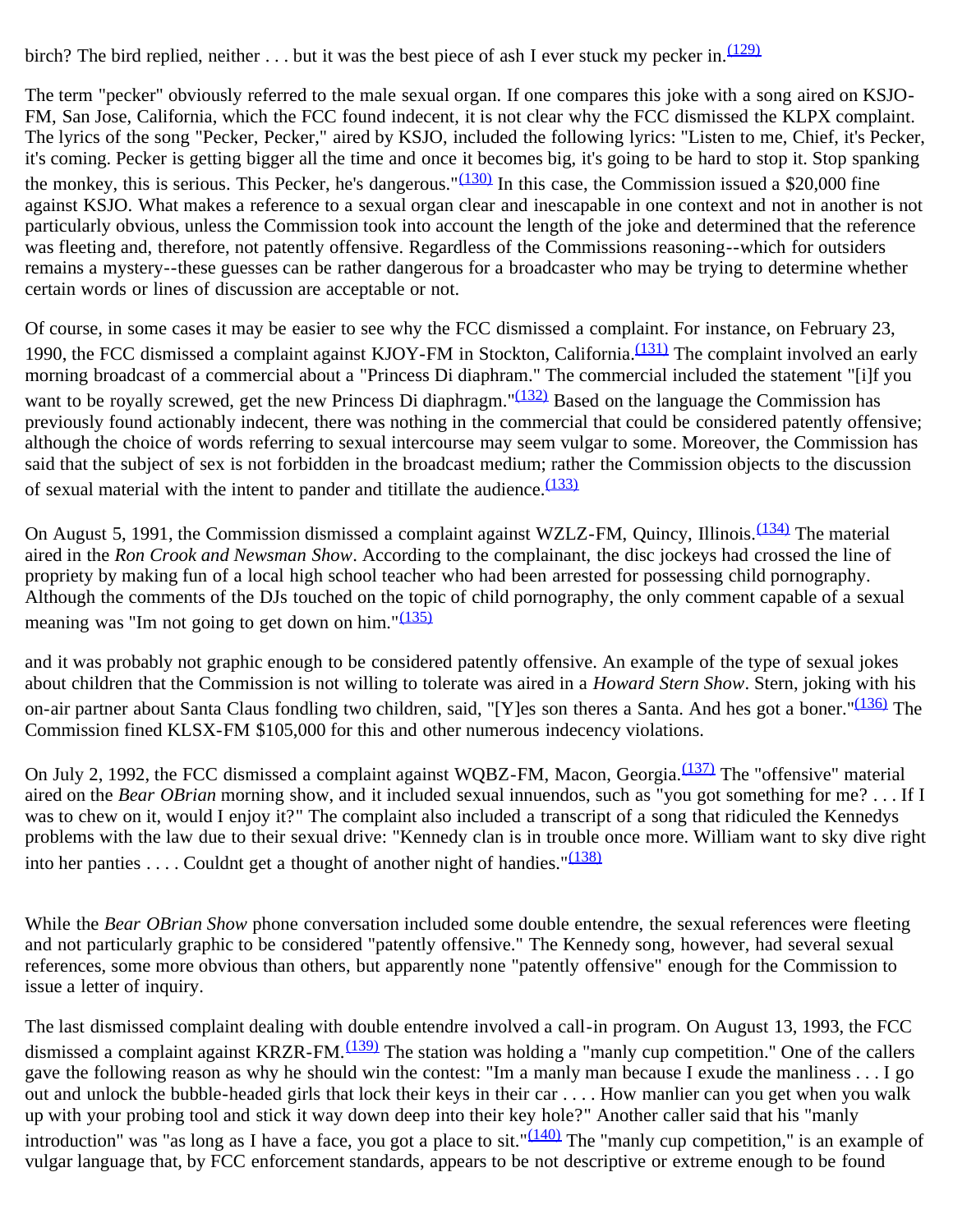birch? The bird replied, neither . . . but it was the best piece of ash I ever stuck my pecker in.[(129)]

The term "pecker" obviously referred to the male sexual organ. If one compares this joke with a song aired on KSJO-FM, San Jose, California, which the FCC found indecent, it is not clear why the FCC dismissed the KLPX complaint. The lyrics of the song "Pecker, Pecker," aired by KSJO, included the following lyrics: "Listen to me, Chief, it's Pecker, it's coming. Pecker is getting bigger all the time and once it becomes big, it's going to be hard to stop it. Stop spanking the monkey, this is serious. This Pecker, he's dangerous."[(130)] In this case, the Commission issued a $20,000 fine against KSJO. What makes a reference to a sexual organ clear and inescapable in one context and not in another is not particularly obvious, unless the Commission took into account the length of the joke and determined that the reference was fleeting and, therefore, not patently offensive. Regardless of the Commissions reasoning--which for outsiders remains a mystery--these guesses can be rather dangerous for a broadcaster who may be trying to determine whether certain words or lines of discussion are acceptable or not.

Of course, in some cases it may be easier to see why the FCC dismissed a complaint. For instance, on February 23, 1990, the FCC dismissed a complaint against KJOY-FM in Stockton, California.[(131)] The complaint involved an early morning broadcast of a commercial about a "Princess Di diaphram." The commercial included the statement "[i]f you want to be royally screwed, get the new Princess Di diaphragm."[(132)] Based on the language the Commission has previously found actionably indecent, there was nothing in the commercial that could be considered patently offensive; although the choice of words referring to sexual intercourse may seem vulgar to some. Moreover, the Commission has said that the subject of sex is not forbidden in the broadcast medium; rather the Commission objects to the discussion of sexual material with the intent to pander and titillate the audience.[(133)]

On August 5, 1991, the Commission dismissed a complaint against WZLZ-FM, Quincy, Illinois.[(134)] The material aired in the *Ron Crook and Newsman Show*. According to the complainant, the disc jockeys had crossed the line of propriety by making fun of a local high school teacher who had been arrested for possessing child pornography. Although the comments of the DJs touched on the topic of child pornography, the only comment capable of a sexual meaning was "Im not going to get down on him."[(135)]

and it was probably not graphic enough to be considered patently offensive. An example of the type of sexual jokes about children that the Commission is not willing to tolerate was aired in a *Howard Stern Show*. Stern, joking with his on-air partner about Santa Claus fondling two children, said, "[Y]es son theres a Santa. And hes got a boner."[(136)] The Commission fined KLSX-FM $105,000 for this and other numerous indecency violations.

On July 2, 1992, the FCC dismissed a complaint against WQBZ-FM, Macon, Georgia.[(137)] The "offensive" material aired on the *Bear OBrian* morning show, and it included sexual innuendos, such as "you got something for me? . . . If I was to chew on it, would I enjoy it?" The complaint also included a transcript of a song that ridiculed the Kennedys problems with the law due to their sexual drive: "Kennedy clan is in trouble once more. William want to sky dive right into her panties . . . . Couldnt get a thought of another night of handies."[(138)]

While the *Bear OBrian Show* phone conversation included some double entendre, the sexual references were fleeting and not particularly graphic to be considered "patently offensive." The Kennedy song, however, had several sexual references, some more obvious than others, but apparently none "patently offensive" enough for the Commission to issue a letter of inquiry.

The last dismissed complaint dealing with double entendre involved a call-in program. On August 13, 1993, the FCC dismissed a complaint against KRZR-FM.[(139)] The station was holding a "manly cup competition." One of the callers gave the following reason as why he should win the contest: "Im a manly man because I exude the manliness . . . I go out and unlock the bubble-headed girls that lock their keys in their car . . . . How manlier can you get when you walk up with your probing tool and stick it way down deep into their key hole?" Another caller said that his "manly introduction" was "as long as I have a face, you got a place to sit."[(140)] The "manly cup competition," is an example of vulgar language that, by FCC enforcement standards, appears to be not descriptive or extreme enough to be found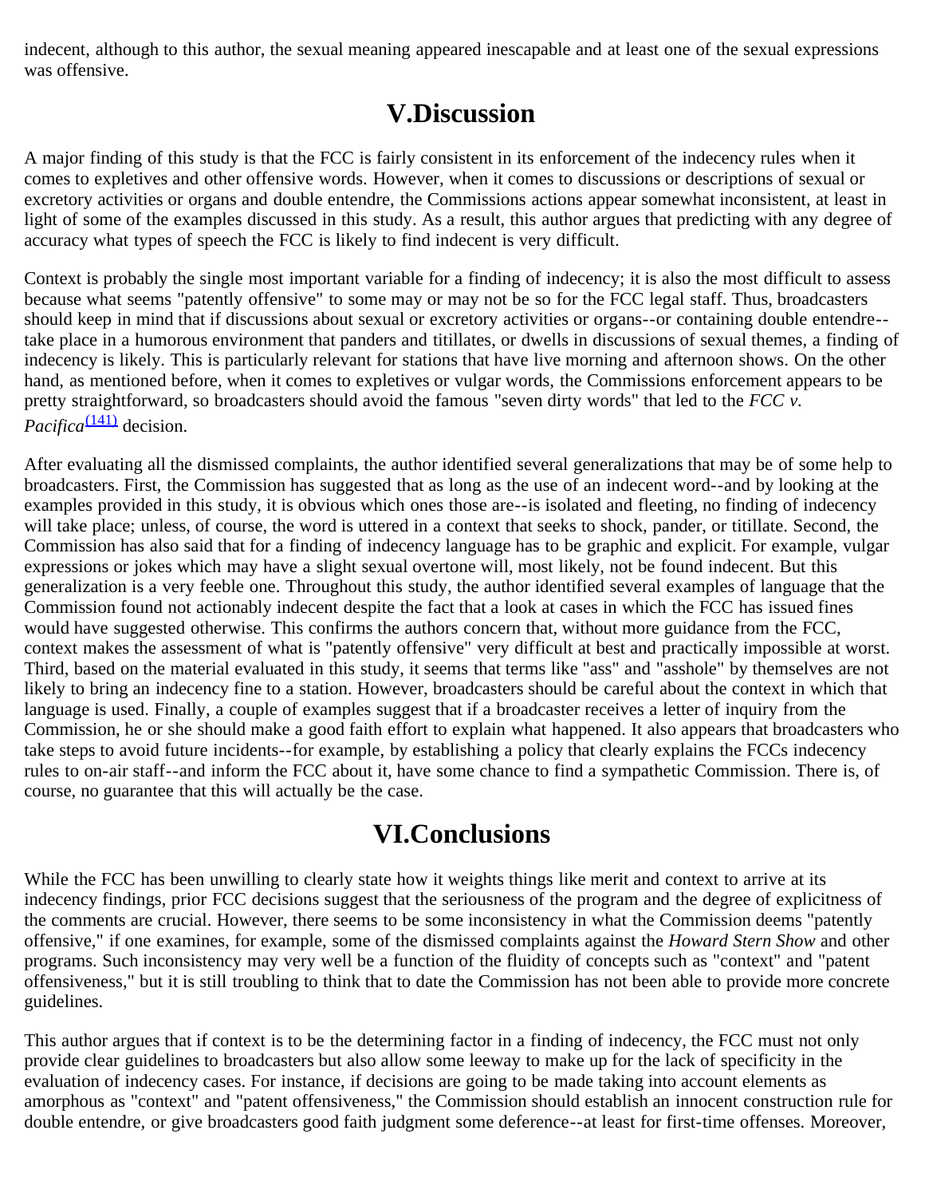indecent, although to this author, the sexual meaning appeared inescapable and at least one of the sexual expressions was offensive.

## V.Discussion

A major finding of this study is that the FCC is fairly consistent in its enforcement of the indecency rules when it comes to expletives and other offensive words. However, when it comes to discussions or descriptions of sexual or excretory activities or organs and double entendre, the Commissions actions appear somewhat inconsistent, at least in light of some of the examples discussed in this study. As a result, this author argues that predicting with any degree of accuracy what types of speech the FCC is likely to find indecent is very difficult.

Context is probably the single most important variable for a finding of indecency; it is also the most difficult to assess because what seems "patently offensive" to some may or may not be so for the FCC legal staff. Thus, broadcasters should keep in mind that if discussions about sexual or excretory activities or organs--or containing double entendre--take place in a humorous environment that panders and titillates, or dwells in discussions of sexual themes, a finding of indecency is likely. This is particularly relevant for stations that have live morning and afternoon shows. On the other hand, as mentioned before, when it comes to expletives or vulgar words, the Commissions enforcement appears to be pretty straightforward, so broadcasters should avoid the famous "seven dirty words" that led to the *FCC v. Pacifica*[(141)] decision.

After evaluating all the dismissed complaints, the author identified several generalizations that may be of some help to broadcasters. First, the Commission has suggested that as long as the use of an indecent word--and by looking at the examples provided in this study, it is obvious which ones those are--is isolated and fleeting, no finding of indecency will take place; unless, of course, the word is uttered in a context that seeks to shock, pander, or titillate. Second, the Commission has also said that for a finding of indecency language has to be graphic and explicit. For example, vulgar expressions or jokes which may have a slight sexual overtone will, most likely, not be found indecent. But this generalization is a very feeble one. Throughout this study, the author identified several examples of language that the Commission found not actionably indecent despite the fact that a look at cases in which the FCC has issued fines would have suggested otherwise. This confirms the authors concern that, without more guidance from the FCC, context makes the assessment of what is "patently offensive" very difficult at best and practically impossible at worst. Third, based on the material evaluated in this study, it seems that terms like "ass" and "asshole" by themselves are not likely to bring an indecency fine to a station. However, broadcasters should be careful about the context in which that language is used. Finally, a couple of examples suggest that if a broadcaster receives a letter of inquiry from the Commission, he or she should make a good faith effort to explain what happened. It also appears that broadcasters who take steps to avoid future incidents--for example, by establishing a policy that clearly explains the FCCs indecency rules to on-air staff--and inform the FCC about it, have some chance to find a sympathetic Commission. There is, of course, no guarantee that this will actually be the case.

## VI.Conclusions

While the FCC has been unwilling to clearly state how it weights things like merit and context to arrive at its indecency findings, prior FCC decisions suggest that the seriousness of the program and the degree of explicitness of the comments are crucial. However, there seems to be some inconsistency in what the Commission deems "patently offensive," if one examines, for example, some of the dismissed complaints against the *Howard Stern Show* and other programs. Such inconsistency may very well be a function of the fluidity of concepts such as "context" and "patent offensiveness," but it is still troubling to think that to date the Commission has not been able to provide more concrete guidelines.

This author argues that if context is to be the determining factor in a finding of indecency, the FCC must not only provide clear guidelines to broadcasters but also allow some leeway to make up for the lack of specificity in the evaluation of indecency cases. For instance, if decisions are going to be made taking into account elements as amorphous as "context" and "patent offensiveness," the Commission should establish an innocent construction rule for double entendre, or give broadcasters good faith judgment some deference--at least for first-time offenses. Moreover,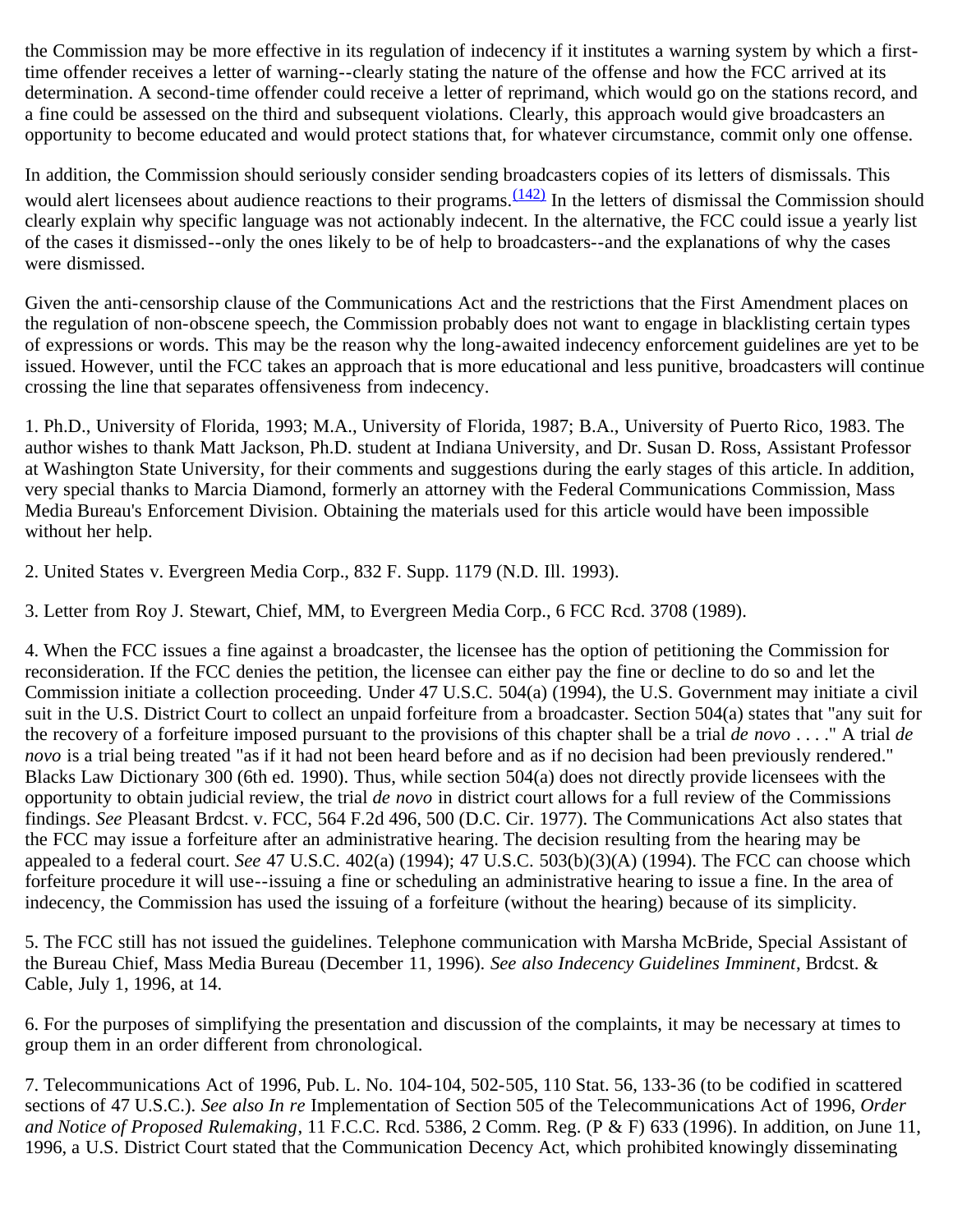the Commission may be more effective in its regulation of indecency if it institutes a warning system by which a first-time offender receives a letter of warning--clearly stating the nature of the offense and how the FCC arrived at its determination. A second-time offender could receive a letter of reprimand, which would go on the stations record, and a fine could be assessed on the third and subsequent violations. Clearly, this approach would give broadcasters an opportunity to become educated and would protect stations that, for whatever circumstance, commit only one offense.

In addition, the Commission should seriously consider sending broadcasters copies of its letters of dismissals. This would alert licensees about audience reactions to their programs.[(142)] In the letters of dismissal the Commission should clearly explain why specific language was not actionably indecent. In the alternative, the FCC could issue a yearly list of the cases it dismissed--only the ones likely to be of help to broadcasters--and the explanations of why the cases were dismissed.

Given the anti-censorship clause of the Communications Act and the restrictions that the First Amendment places on the regulation of non-obscene speech, the Commission probably does not want to engage in blacklisting certain types of expressions or words. This may be the reason why the long-awaited indecency enforcement guidelines are yet to be issued. However, until the FCC takes an approach that is more educational and less punitive, broadcasters will continue crossing the line that separates offensiveness from indecency.

1. Ph.D., University of Florida, 1993; M.A., University of Florida, 1987; B.A., University of Puerto Rico, 1983. The author wishes to thank Matt Jackson, Ph.D. student at Indiana University, and Dr. Susan D. Ross, Assistant Professor at Washington State University, for their comments and suggestions during the early stages of this article. In addition, very special thanks to Marcia Diamond, formerly an attorney with the Federal Communications Commission, Mass Media Bureau's Enforcement Division. Obtaining the materials used for this article would have been impossible without her help.

2. United States v. Evergreen Media Corp., 832 F. Supp. 1179 (N.D. Ill. 1993).

3. Letter from Roy J. Stewart, Chief, MM, to Evergreen Media Corp., 6 FCC Rcd. 3708 (1989).

4. When the FCC issues a fine against a broadcaster, the licensee has the option of petitioning the Commission for reconsideration. If the FCC denies the petition, the licensee can either pay the fine or decline to do so and let the Commission initiate a collection proceeding. Under 47 U.S.C. 504(a) (1994), the U.S. Government may initiate a civil suit in the U.S. District Court to collect an unpaid forfeiture from a broadcaster. Section 504(a) states that "any suit for the recovery of a forfeiture imposed pursuant to the provisions of this chapter shall be a trial *de novo* . . . ." A trial *de novo* is a trial being treated "as if it had not been heard before and as if no decision had been previously rendered." Blacks Law Dictionary 300 (6th ed. 1990). Thus, while section 504(a) does not directly provide licensees with the opportunity to obtain judicial review, the trial *de novo* in district court allows for a full review of the Commissions findings. *See* Pleasant Brdcst. v. FCC, 564 F.2d 496, 500 (D.C. Cir. 1977). The Communications Act also states that the FCC may issue a forfeiture after an administrative hearing. The decision resulting from the hearing may be appealed to a federal court. *See* 47 U.S.C. 402(a) (1994); 47 U.S.C. 503(b)(3)(A) (1994). The FCC can choose which forfeiture procedure it will use--issuing a fine or scheduling an administrative hearing to issue a fine. In the area of indecency, the Commission has used the issuing of a forfeiture (without the hearing) because of its simplicity.

5. The FCC still has not issued the guidelines. Telephone communication with Marsha McBride, Special Assistant of the Bureau Chief, Mass Media Bureau (December 11, 1996). *See also Indecency Guidelines Imminent*, Brdcst. & Cable, July 1, 1996, at 14.

6. For the purposes of simplifying the presentation and discussion of the complaints, it may be necessary at times to group them in an order different from chronological.

7. Telecommunications Act of 1996, Pub. L. No. 104-104, 502-505, 110 Stat. 56, 133-36 (to be codified in scattered sections of 47 U.S.C.). *See also In re* Implementation of Section 505 of the Telecommunications Act of 1996, *Order and Notice of Proposed Rulemaking*, 11 F.C.C. Rcd. 5386, 2 Comm. Reg. (P & F) 633 (1996). In addition, on June 11, 1996, a U.S. District Court stated that the Communication Decency Act, which prohibited knowingly disseminating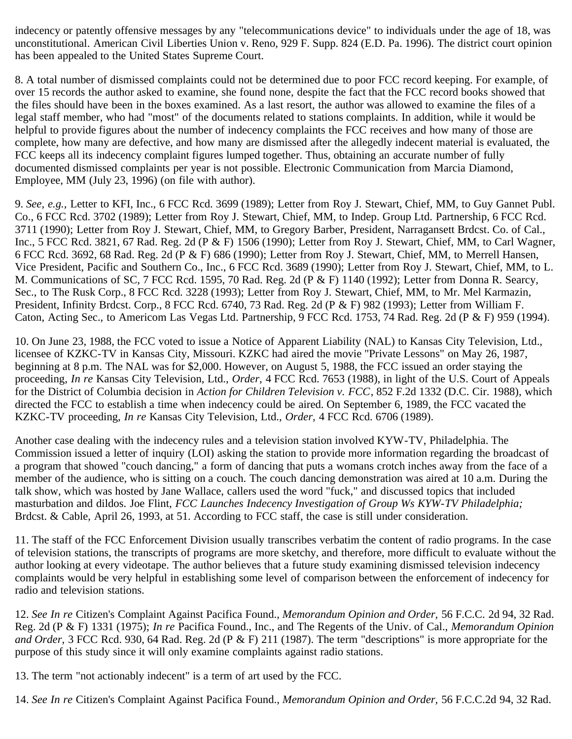indecency or patently offensive messages by any "telecommunications device" to individuals under the age of 18, was unconstitutional. American Civil Liberties Union v. Reno, 929 F. Supp. 824 (E.D. Pa. 1996). The district court opinion has been appealed to the United States Supreme Court.

8. A total number of dismissed complaints could not be determined due to poor FCC record keeping. For example, of over 15 records the author asked to examine, she found none, despite the fact that the FCC record books showed that the files should have been in the boxes examined. As a last resort, the author was allowed to examine the files of a legal staff member, who had "most" of the documents related to stations complaints. In addition, while it would be helpful to provide figures about the number of indecency complaints the FCC receives and how many of those are complete, how many are defective, and how many are dismissed after the allegedly indecent material is evaluated, the FCC keeps all its indecency complaint figures lumped together. Thus, obtaining an accurate number of fully documented dismissed complaints per year is not possible. Electronic Communication from Marcia Diamond, Employee, MM (July 23, 1996) (on file with author).

9. *See, e.g.,* Letter to KFI, Inc., 6 FCC Rcd. 3699 (1989); Letter from Roy J. Stewart, Chief, MM, to Guy Gannet Publ. Co., 6 FCC Rcd. 3702 (1989); Letter from Roy J. Stewart, Chief, MM, to Indep. Group Ltd. Partnership, 6 FCC Rcd. 3711 (1990); Letter from Roy J. Stewart, Chief, MM, to Gregory Barber, President, Narragansett Brdcst. Co. of Cal., Inc., 5 FCC Rcd. 3821, 67 Rad. Reg. 2d (P & F) 1506 (1990); Letter from Roy J. Stewart, Chief, MM, to Carl Wagner, 6 FCC Rcd. 3692, 68 Rad. Reg. 2d (P & F) 686 (1990); Letter from Roy J. Stewart, Chief, MM, to Merrell Hansen, Vice President, Pacific and Southern Co., Inc., 6 FCC Rcd. 3689 (1990); Letter from Roy J. Stewart, Chief, MM, to L. M. Communications of SC, 7 FCC Rcd. 1595, 70 Rad. Reg. 2d (P & F) 1140 (1992); Letter from Donna R. Searcy, Sec., to The Rusk Corp., 8 FCC Rcd. 3228 (1993); Letter from Roy J. Stewart, Chief, MM, to Mr. Mel Karmazin, President, Infinity Brdcst. Corp., 8 FCC Rcd. 6740, 73 Rad. Reg. 2d (P & F) 982 (1993); Letter from William F. Caton, Acting Sec., to Americom Las Vegas Ltd. Partnership, 9 FCC Rcd. 1753, 74 Rad. Reg. 2d (P & F) 959 (1994).

10. On June 23, 1988, the FCC voted to issue a Notice of Apparent Liability (NAL) to Kansas City Television, Ltd., licensee of KZKC-TV in Kansas City, Missouri. KZKC had aired the movie "Private Lessons" on May 26, 1987, beginning at 8 p.m. The NAL was for $2,000. However, on August 5, 1988, the FCC issued an order staying the proceeding, *In re* Kansas City Television, Ltd., *Order,* 4 FCC Rcd. 7653 (1988), in light of the U.S. Court of Appeals for the District of Columbia decision in *Action for Children Television v. FCC*, 852 F.2d 1332 (D.C. Cir. 1988), which directed the FCC to establish a time when indecency could be aired. On September 6, 1989, the FCC vacated the KZKC-TV proceeding, *In re* Kansas City Television, Ltd., *Order,* 4 FCC Rcd. 6706 (1989).

Another case dealing with the indecency rules and a television station involved KYW-TV, Philadelphia. The Commission issued a letter of inquiry (LOI) asking the station to provide more information regarding the broadcast of a program that showed "couch dancing," a form of dancing that puts a womans crotch inches away from the face of a member of the audience, who is sitting on a couch. The couch dancing demonstration was aired at 10 a.m. During the talk show, which was hosted by Jane Wallace, callers used the word "fuck," and discussed topics that included masturbation and dildos. Joe Flint, *FCC Launches Indecency Investigation of Group Ws KYW-TV Philadelphia;* Brdcst. & Cable, April 26, 1993, at 51. According to FCC staff, the case is still under consideration.

11. The staff of the FCC Enforcement Division usually transcribes verbatim the content of radio programs. In the case of television stations, the transcripts of programs are more sketchy, and therefore, more difficult to evaluate without the author looking at every videotape. The author believes that a future study examining dismissed television indecency complaints would be very helpful in establishing some level of comparison between the enforcement of indecency for radio and television stations.

12. *See In re* Citizen's Complaint Against Pacifica Found., *Memorandum Opinion and Order,* 56 F.C.C. 2d 94, 32 Rad. Reg. 2d (P & F) 1331 (1975); *In re* Pacifica Found., Inc., and The Regents of the Univ. of Cal., *Memorandum Opinion and Order,* 3 FCC Rcd. 930, 64 Rad. Reg. 2d (P & F) 211 (1987). The term "descriptions" is more appropriate for the purpose of this study since it will only examine complaints against radio stations.

13. The term "not actionably indecent" is a term of art used by the FCC.

14. *See In re* Citizen's Complaint Against Pacifica Found., *Memorandum Opinion and Order,* 56 F.C.C.2d 94, 32 Rad.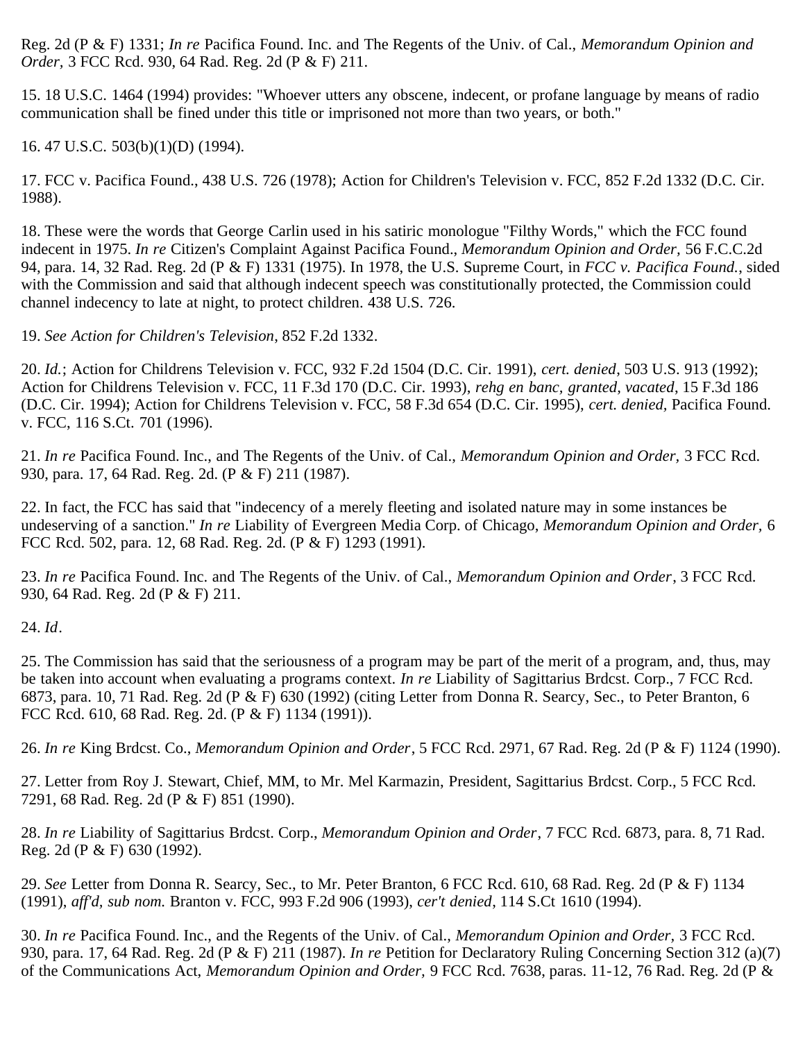Reg. 2d (P & F) 1331; *In re* Pacifica Found. Inc. and The Regents of the Univ. of Cal., *Memorandum Opinion and Order,* 3 FCC Rcd. 930, 64 Rad. Reg. 2d (P & F) 211.

15. 18 U.S.C. 1464 (1994) provides: "Whoever utters any obscene, indecent, or profane language by means of radio communication shall be fined under this title or imprisoned not more than two years, or both."

16. 47 U.S.C. 503(b)(1)(D) (1994).

17. FCC v. Pacifica Found., 438 U.S. 726 (1978); Action for Children's Television v. FCC, 852 F.2d 1332 (D.C. Cir. 1988).

18. These were the words that George Carlin used in his satiric monologue "Filthy Words," which the FCC found indecent in 1975. *In re* Citizen's Complaint Against Pacifica Found., *Memorandum Opinion and Order,* 56 F.C.C.2d 94, para. 14, 32 Rad. Reg. 2d (P & F) 1331 (1975). In 1978, the U.S. Supreme Court, in *FCC v. Pacifica Found.*, sided with the Commission and said that although indecent speech was constitutionally protected, the Commission could channel indecency to late at night, to protect children. 438 U.S. 726.

19. *See Action for Children's Television*, 852 F.2d 1332.

20. *Id.*; Action for Childrens Television v. FCC, 932 F.2d 1504 (D.C. Cir. 1991), *cert. denied*, 503 U.S. 913 (1992); Action for Childrens Television v. FCC, 11 F.3d 170 (D.C. Cir. 1993), *rehg en banc, granted, vacated*, 15 F.3d 186 (D.C. Cir. 1994); Action for Childrens Television v. FCC, 58 F.3d 654 (D.C. Cir. 1995), *cert. denied,* Pacifica Found. v. FCC, 116 S.Ct. 701 (1996).

21. *In re* Pacifica Found. Inc., and The Regents of the Univ. of Cal., *Memorandum Opinion and Order,* 3 FCC Rcd. 930, para. 17, 64 Rad. Reg. 2d. (P & F) 211 (1987).

22. In fact, the FCC has said that "indecency of a merely fleeting and isolated nature may in some instances be undeserving of a sanction." *In re* Liability of Evergreen Media Corp. of Chicago, *Memorandum Opinion and Order,* 6 FCC Rcd. 502, para. 12, 68 Rad. Reg. 2d. (P & F) 1293 (1991).

23. *In re* Pacifica Found. Inc. and The Regents of the Univ. of Cal., *Memorandum Opinion and Order*, 3 FCC Rcd. 930, 64 Rad. Reg. 2d (P & F) 211.

24. *Id*.

25. The Commission has said that the seriousness of a program may be part of the merit of a program, and, thus, may be taken into account when evaluating a programs context. *In re* Liability of Sagittarius Brdcst. Corp., 7 FCC Rcd. 6873, para. 10, 71 Rad. Reg. 2d (P & F) 630 (1992) (citing Letter from Donna R. Searcy, Sec., to Peter Branton, 6 FCC Rcd. 610, 68 Rad. Reg. 2d. (P & F) 1134 (1991)).

26. *In re* King Brdcst. Co., *Memorandum Opinion and Order*, 5 FCC Rcd. 2971, 67 Rad. Reg. 2d (P & F) 1124 (1990).

27. Letter from Roy J. Stewart, Chief, MM, to Mr. Mel Karmazin, President, Sagittarius Brdcst. Corp., 5 FCC Rcd. 7291, 68 Rad. Reg. 2d (P & F) 851 (1990).

28. *In re* Liability of Sagittarius Brdcst. Corp., *Memorandum Opinion and Order*, 7 FCC Rcd. 6873, para. 8, 71 Rad. Reg. 2d (P & F) 630 (1992).

29. *See* Letter from Donna R. Searcy, Sec., to Mr. Peter Branton, 6 FCC Rcd. 610, 68 Rad. Reg. 2d (P & F) 1134 (1991), *aff'd, sub nom.* Branton v. FCC, 993 F.2d 906 (1993), *cer't denied*, 114 S.Ct 1610 (1994).

30. *In re* Pacifica Found. Inc., and the Regents of the Univ. of Cal., *Memorandum Opinion and Order*, 3 FCC Rcd. 930, para. 17, 64 Rad. Reg. 2d (P & F) 211 (1987). *In re* Petition for Declaratory Ruling Concerning Section 312 (a)(7) of the Communications Act, *Memorandum Opinion and Order,* 9 FCC Rcd. 7638, paras. 11-12, 76 Rad. Reg. 2d (P &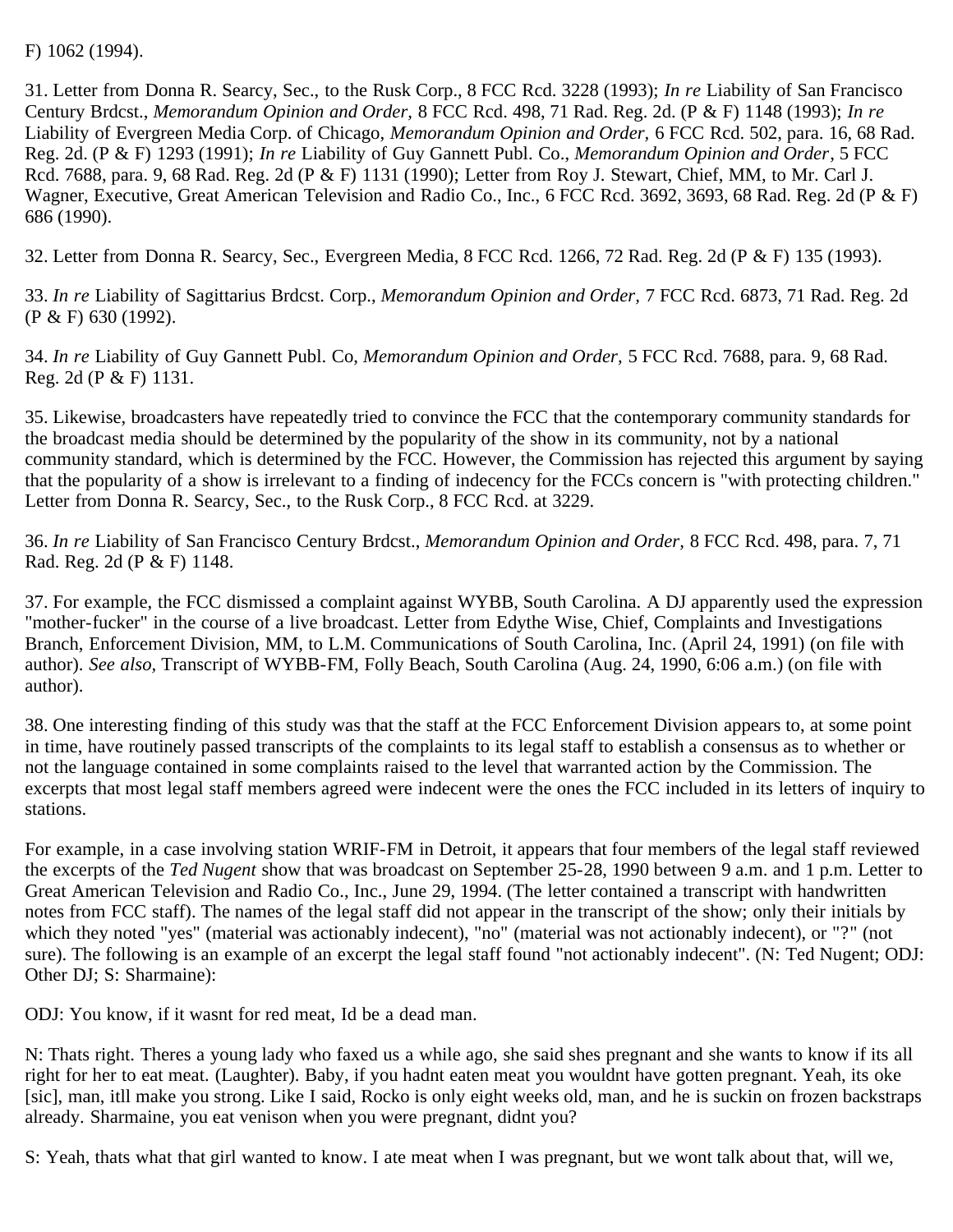F) 1062 (1994).

31. Letter from Donna R. Searcy, Sec., to the Rusk Corp., 8 FCC Rcd. 3228 (1993); *In re* Liability of San Francisco Century Brdcst., *Memorandum Opinion and Order,* 8 FCC Rcd. 498, 71 Rad. Reg. 2d. (P & F) 1148 (1993); *In re* Liability of Evergreen Media Corp. of Chicago, *Memorandum Opinion and Order,* 6 FCC Rcd. 502, para. 16, 68 Rad. Reg. 2d. (P & F) 1293 (1991); *In re* Liability of Guy Gannett Publ. Co., *Memorandum Opinion and Order*, 5 FCC Rcd. 7688, para. 9, 68 Rad. Reg. 2d (P & F) 1131 (1990); Letter from Roy J. Stewart, Chief, MM, to Mr. Carl J. Wagner, Executive, Great American Television and Radio Co., Inc., 6 FCC Rcd. 3692, 3693, 68 Rad. Reg. 2d (P & F) 686 (1990).

32. Letter from Donna R. Searcy, Sec., Evergreen Media, 8 FCC Rcd. 1266, 72 Rad. Reg. 2d (P & F) 135 (1993).

33. *In re* Liability of Sagittarius Brdcst. Corp., *Memorandum Opinion and Order,* 7 FCC Rcd. 6873, 71 Rad. Reg. 2d (P & F) 630 (1992).

34. *In re* Liability of Guy Gannett Publ. Co, *Memorandum Opinion and Order,* 5 FCC Rcd. 7688, para. 9, 68 Rad. Reg. 2d (P & F) 1131.

35. Likewise, broadcasters have repeatedly tried to convince the FCC that the contemporary community standards for the broadcast media should be determined by the popularity of the show in its community, not by a national community standard, which is determined by the FCC. However, the Commission has rejected this argument by saying that the popularity of a show is irrelevant to a finding of indecency for the FCCs concern is "with protecting children." Letter from Donna R. Searcy, Sec., to the Rusk Corp., 8 FCC Rcd. at 3229.

36. *In re* Liability of San Francisco Century Brdcst., *Memorandum Opinion and Order,* 8 FCC Rcd. 498, para. 7, 71 Rad. Reg. 2d (P & F) 1148.

37. For example, the FCC dismissed a complaint against WYBB, South Carolina. A DJ apparently used the expression "mother-fucker" in the course of a live broadcast. Letter from Edythe Wise, Chief, Complaints and Investigations Branch, Enforcement Division, MM, to L.M. Communications of South Carolina, Inc. (April 24, 1991) (on file with author). *See also*, Transcript of WYBB-FM, Folly Beach, South Carolina (Aug. 24, 1990, 6:06 a.m.) (on file with author).

38. One interesting finding of this study was that the staff at the FCC Enforcement Division appears to, at some point in time, have routinely passed transcripts of the complaints to its legal staff to establish a consensus as to whether or not the language contained in some complaints raised to the level that warranted action by the Commission. The excerpts that most legal staff members agreed were indecent were the ones the FCC included in its letters of inquiry to stations.

For example, in a case involving station WRIF-FM in Detroit, it appears that four members of the legal staff reviewed the excerpts of the *Ted Nugent* show that was broadcast on September 25-28, 1990 between 9 a.m. and 1 p.m. Letter to Great American Television and Radio Co., Inc., June 29, 1994. (The letter contained a transcript with handwritten notes from FCC staff). The names of the legal staff did not appear in the transcript of the show; only their initials by which they noted "yes" (material was actionably indecent), "no" (material was not actionably indecent), or "?" (not sure). The following is an example of an excerpt the legal staff found "not actionably indecent". (N: Ted Nugent; ODJ: Other DJ; S: Sharmaine):

ODJ: You know, if it wasnt for red meat, Id be a dead man.

N: Thats right. Theres a young lady who faxed us a while ago, she said shes pregnant and she wants to know if its all right for her to eat meat. (Laughter). Baby, if you hadnt eaten meat you wouldnt have gotten pregnant. Yeah, its oke [sic], man, itll make you strong. Like I said, Rocko is only eight weeks old, man, and he is suckin on frozen backstraps already. Sharmaine, you eat venison when you were pregnant, didnt you?

S: Yeah, thats what that girl wanted to know. I ate meat when I was pregnant, but we wont talk about that, will we,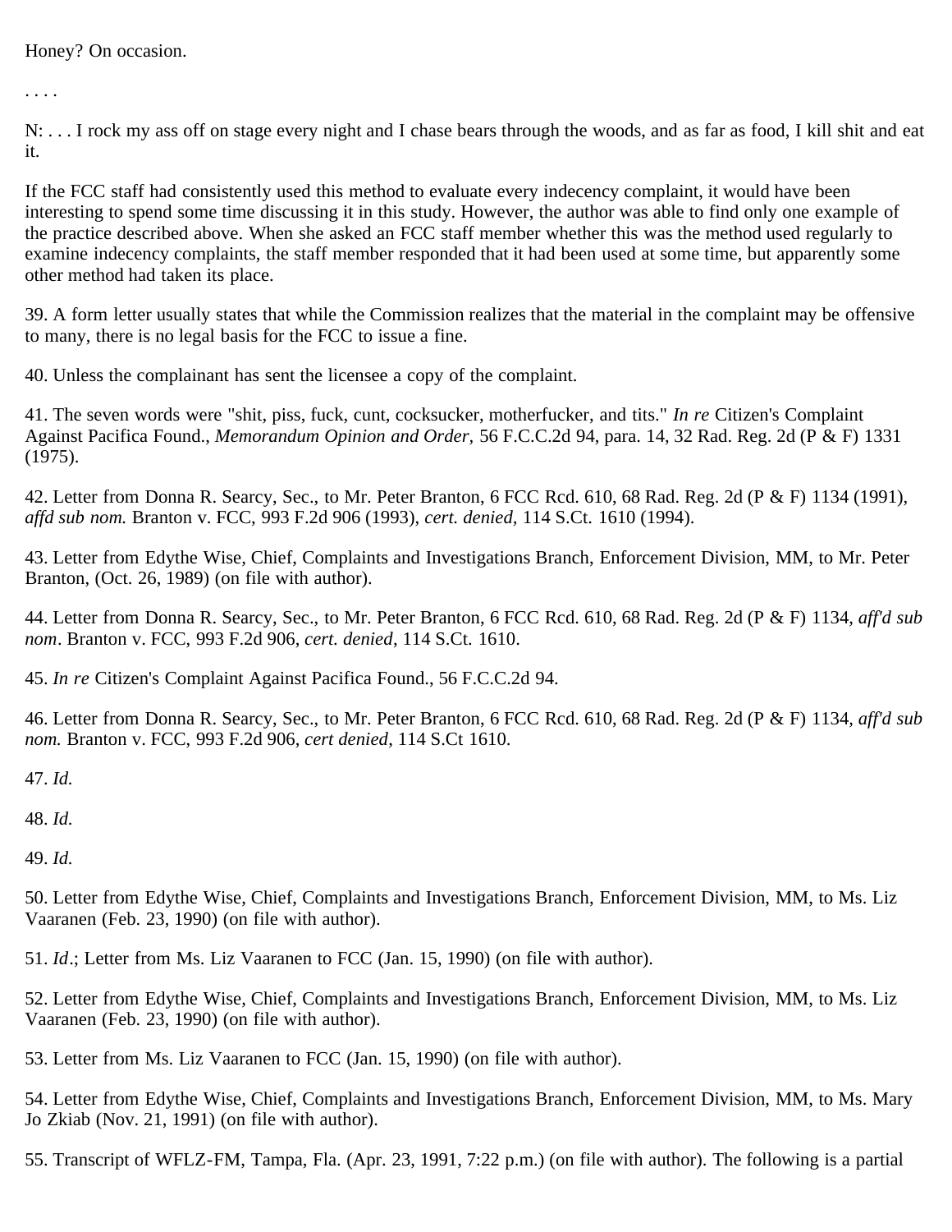Honey? On occasion.

. . . .

N: . . . I rock my ass off on stage every night and I chase bears through the woods, and as far as food, I kill shit and eat it.

If the FCC staff had consistently used this method to evaluate every indecency complaint, it would have been interesting to spend some time discussing it in this study. However, the author was able to find only one example of the practice described above. When she asked an FCC staff member whether this was the method used regularly to examine indecency complaints, the staff member responded that it had been used at some time, but apparently some other method had taken its place.

39. A form letter usually states that while the Commission realizes that the material in the complaint may be offensive to many, there is no legal basis for the FCC to issue a fine.

40. Unless the complainant has sent the licensee a copy of the complaint.

41. The seven words were "shit, piss, fuck, cunt, cocksucker, motherfucker, and tits." *In re* Citizen's Complaint Against Pacifica Found., *Memorandum Opinion and Order,* 56 F.C.C.2d 94, para. 14, 32 Rad. Reg. 2d (P & F) 1331 (1975).

42. Letter from Donna R. Searcy, Sec., to Mr. Peter Branton, 6 FCC Rcd. 610, 68 Rad. Reg. 2d (P & F) 1134 (1991), *affd sub nom.* Branton v. FCC, 993 F.2d 906 (1993), *cert. denied*, 114 S.Ct. 1610 (1994).

43. Letter from Edythe Wise, Chief, Complaints and Investigations Branch, Enforcement Division, MM, to Mr. Peter Branton, (Oct. 26, 1989) (on file with author).

44. Letter from Donna R. Searcy, Sec., to Mr. Peter Branton, 6 FCC Rcd. 610, 68 Rad. Reg. 2d (P & F) 1134, *aff'd sub nom*. Branton v. FCC, 993 F.2d 906, *cert. denied*, 114 S.Ct. 1610.

45. *In re* Citizen's Complaint Against Pacifica Found., 56 F.C.C.2d 94.

46. Letter from Donna R. Searcy, Sec., to Mr. Peter Branton, 6 FCC Rcd. 610, 68 Rad. Reg. 2d (P & F) 1134, *aff'd sub nom.* Branton v. FCC, 993 F.2d 906, *cert denied*, 114 S.Ct 1610.

47. *Id.*

48. *Id.*

49. *Id.*

50. Letter from Edythe Wise, Chief, Complaints and Investigations Branch, Enforcement Division, MM, to Ms. Liz Vaaranen (Feb. 23, 1990) (on file with author).

51. *Id*.; Letter from Ms. Liz Vaaranen to FCC (Jan. 15, 1990) (on file with author).

52. Letter from Edythe Wise, Chief, Complaints and Investigations Branch, Enforcement Division, MM, to Ms. Liz Vaaranen (Feb. 23, 1990) (on file with author).

53. Letter from Ms. Liz Vaaranen to FCC (Jan. 15, 1990) (on file with author).

54. Letter from Edythe Wise, Chief, Complaints and Investigations Branch, Enforcement Division, MM, to Ms. Mary Jo Zkiab (Nov. 21, 1991) (on file with author).

55. Transcript of WFLZ-FM, Tampa, Fla. (Apr. 23, 1991, 7:22 p.m.) (on file with author). The following is a partial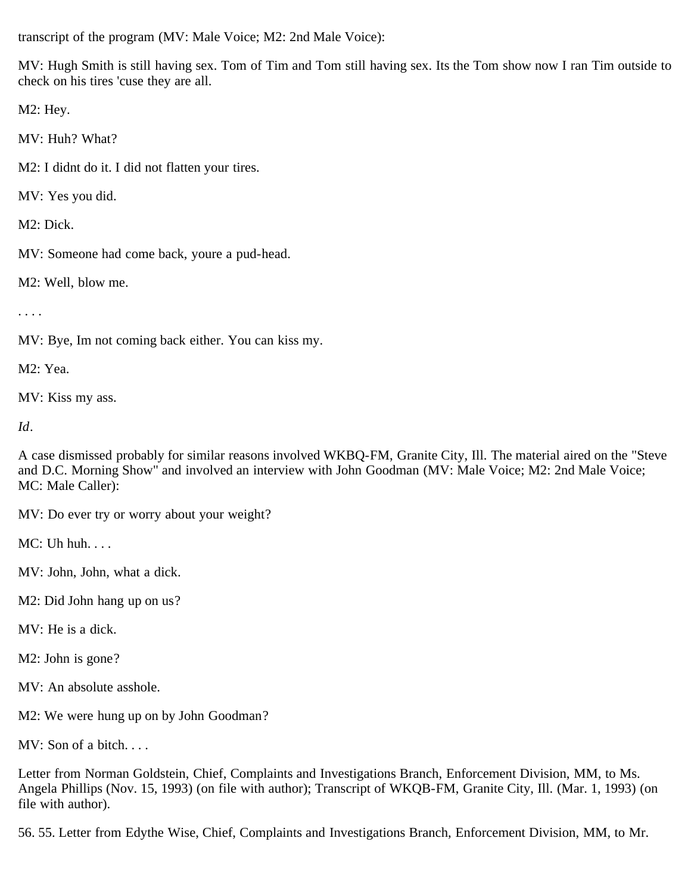transcript of the program (MV: Male Voice; M2: 2nd Male Voice):

MV: Hugh Smith is still having sex. Tom of Tim and Tom still having sex. Its the Tom show now I ran Tim outside to check on his tires 'cuse they are all.

M2: Hey.

MV: Huh? What?

M2: I didnt do it. I did not flatten your tires.

MV: Yes you did.

M2: Dick.

MV: Someone had come back, youre a pud-head.

M2: Well, blow me.

. . . .

MV: Bye, Im not coming back either. You can kiss my.

M2: Yea.

MV: Kiss my ass.

*Id*.

A case dismissed probably for similar reasons involved WKBQ-FM, Granite City, Ill. The material aired on the "Steve and D.C. Morning Show" and involved an interview with John Goodman (MV: Male Voice; M2: 2nd Male Voice; MC: Male Caller):

MV: Do ever try or worry about your weight?

MC: Uh huh. . . .

MV: John, John, what a dick.

M2: Did John hang up on us?

MV: He is a dick.

M2: John is gone?

MV: An absolute asshole.

M2: We were hung up on by John Goodman?

MV: Son of a bitch. . . .

Letter from Norman Goldstein, Chief, Complaints and Investigations Branch, Enforcement Division, MM, to Ms. Angela Phillips (Nov. 15, 1993) (on file with author); Transcript of WKQB-FM, Granite City, Ill. (Mar. 1, 1993) (on file with author).

56. 55. Letter from Edythe Wise, Chief, Complaints and Investigations Branch, Enforcement Division, MM, to Mr.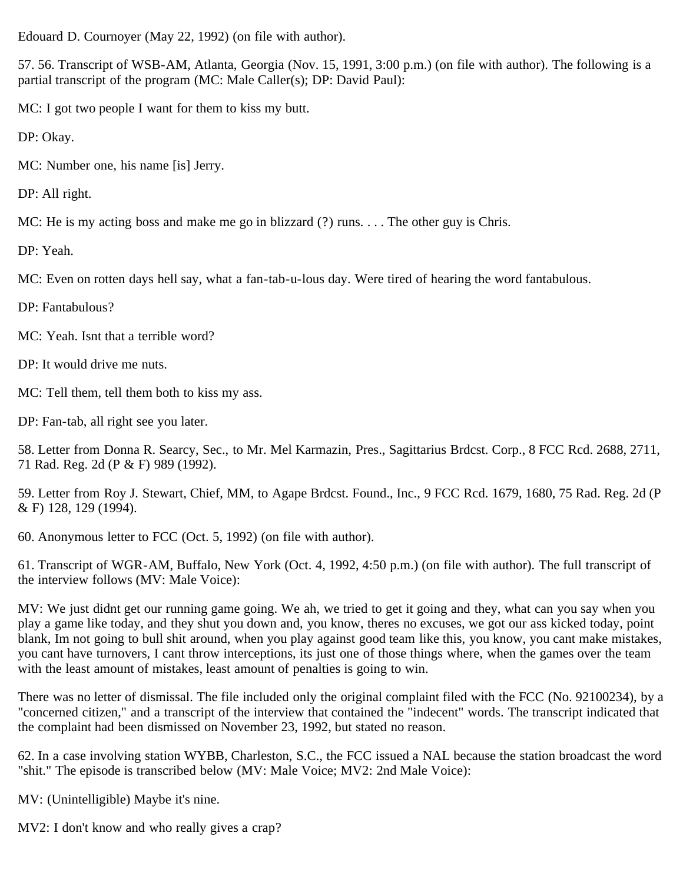Edouard D. Cournoyer (May 22, 1992) (on file with author).

57. 56. Transcript of WSB-AM, Atlanta, Georgia (Nov. 15, 1991, 3:00 p.m.) (on file with author). The following is a partial transcript of the program (MC: Male Caller(s); DP: David Paul):

MC: I got two people I want for them to kiss my butt.

DP: Okay.

MC: Number one, his name [is] Jerry.

DP: All right.

MC: He is my acting boss and make me go in blizzard (?) runs. . . . The other guy is Chris.

DP: Yeah.

MC: Even on rotten days hell say, what a fan-tab-u-lous day. Were tired of hearing the word fantabulous.

DP: Fantabulous?

MC: Yeah. Isnt that a terrible word?

DP: It would drive me nuts.

MC: Tell them, tell them both to kiss my ass.

DP: Fan-tab, all right see you later.

58. Letter from Donna R. Searcy, Sec., to Mr. Mel Karmazin, Pres., Sagittarius Brdcst. Corp., 8 FCC Rcd. 2688, 2711, 71 Rad. Reg. 2d (P & F) 989 (1992).

59. Letter from Roy J. Stewart, Chief, MM, to Agape Brdcst. Found., Inc., 9 FCC Rcd. 1679, 1680, 75 Rad. Reg. 2d (P & F) 128, 129 (1994).

60. Anonymous letter to FCC (Oct. 5, 1992) (on file with author).

61. Transcript of WGR-AM, Buffalo, New York (Oct. 4, 1992, 4:50 p.m.) (on file with author). The full transcript of the interview follows (MV: Male Voice):

MV: We just didnt get our running game going. We ah, we tried to get it going and they, what can you say when you play a game like today, and they shut you down and, you know, theres no excuses, we got our ass kicked today, point blank, Im not going to bull shit around, when you play against good team like this, you know, you cant make mistakes, you cant have turnovers, I cant throw interceptions, its just one of those things where, when the games over the team with the least amount of mistakes, least amount of penalties is going to win.

There was no letter of dismissal. The file included only the original complaint filed with the FCC (No. 92100234), by a "concerned citizen," and a transcript of the interview that contained the "indecent" words. The transcript indicated that the complaint had been dismissed on November 23, 1992, but stated no reason.

62. In a case involving station WYBB, Charleston, S.C., the FCC issued a NAL because the station broadcast the word "shit." The episode is transcribed below (MV: Male Voice; MV2: 2nd Male Voice):

MV: (Unintelligible) Maybe it's nine.

MV2: I don't know and who really gives a crap?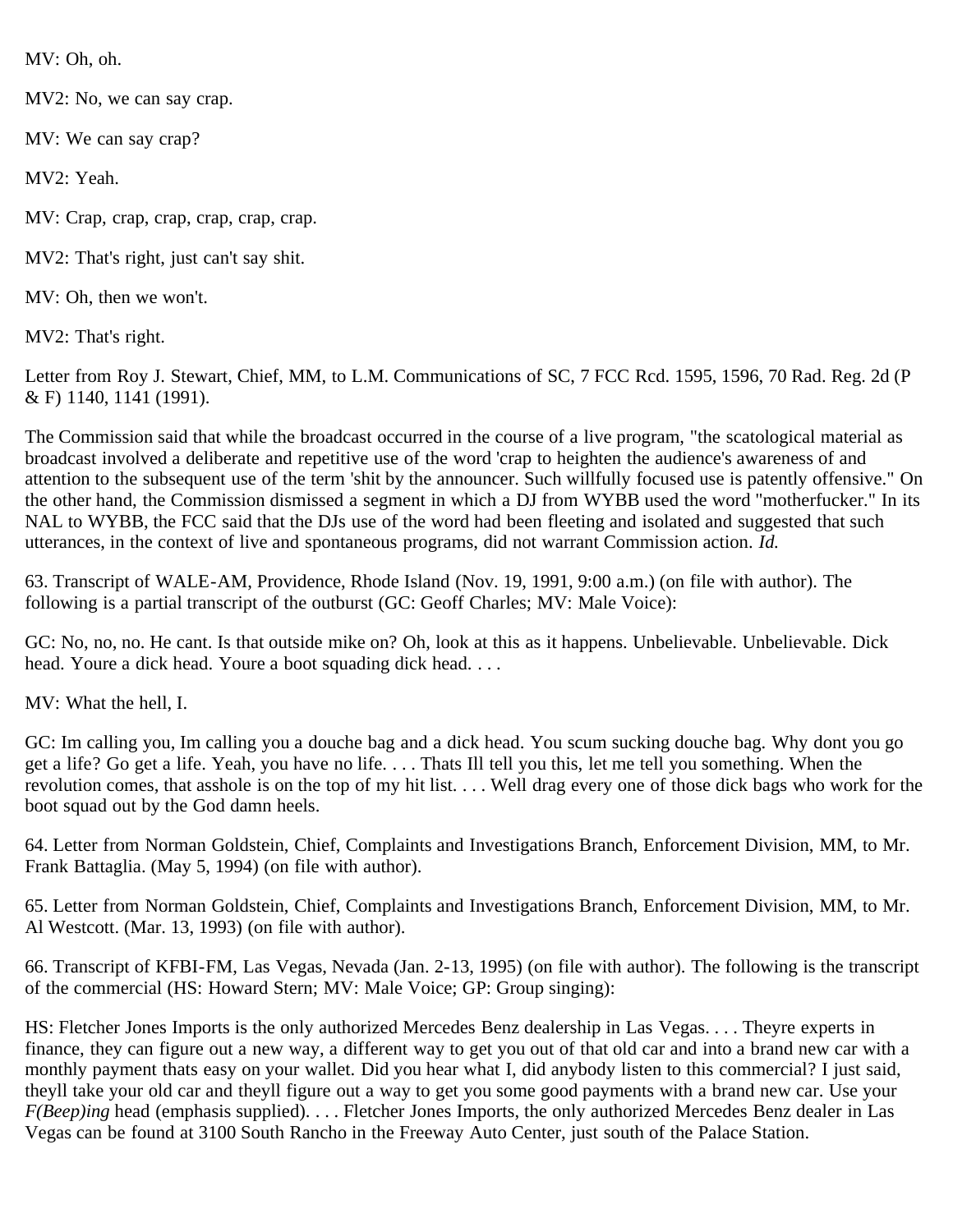MV: Oh, oh.

MV2: No, we can say crap.

MV: We can say crap?

MV2: Yeah.

MV: Crap, crap, crap, crap, crap, crap.

MV2: That's right, just can't say shit.

MV: Oh, then we won't.

MV2: That's right.

Letter from Roy J. Stewart, Chief, MM, to L.M. Communications of SC, 7 FCC Rcd. 1595, 1596, 70 Rad. Reg. 2d (P & F) 1140, 1141 (1991).

The Commission said that while the broadcast occurred in the course of a live program, "the scatological material as broadcast involved a deliberate and repetitive use of the word 'crap to heighten the audience's awareness of and attention to the subsequent use of the term 'shit by the announcer. Such willfully focused use is patently offensive." On the other hand, the Commission dismissed a segment in which a DJ from WYBB used the word "motherfucker." In its NAL to WYBB, the FCC said that the DJs use of the word had been fleeting and isolated and suggested that such utterances, in the context of live and spontaneous programs, did not warrant Commission action. *Id.*

63. Transcript of WALE-AM, Providence, Rhode Island (Nov. 19, 1991, 9:00 a.m.) (on file with author). The following is a partial transcript of the outburst (GC: Geoff Charles; MV: Male Voice):

GC: No, no, no. He cant. Is that outside mike on? Oh, look at this as it happens. Unbelievable. Unbelievable. Dick head. Youre a dick head. Youre a boot squading dick head. . . .

MV: What the hell, I.

GC: Im calling you, Im calling you a douche bag and a dick head. You scum sucking douche bag. Why dont you go get a life? Go get a life. Yeah, you have no life. . . . Thats Ill tell you this, let me tell you something. When the revolution comes, that asshole is on the top of my hit list. . . . Well drag every one of those dick bags who work for the boot squad out by the God damn heels.

64. Letter from Norman Goldstein, Chief, Complaints and Investigations Branch, Enforcement Division, MM, to Mr. Frank Battaglia. (May 5, 1994) (on file with author).

65. Letter from Norman Goldstein, Chief, Complaints and Investigations Branch, Enforcement Division, MM, to Mr. Al Westcott. (Mar. 13, 1993) (on file with author).

66. Transcript of KFBI-FM, Las Vegas, Nevada (Jan. 2-13, 1995) (on file with author). The following is the transcript of the commercial (HS: Howard Stern; MV: Male Voice; GP: Group singing):

HS: Fletcher Jones Imports is the only authorized Mercedes Benz dealership in Las Vegas. . . . Theyre experts in finance, they can figure out a new way, a different way to get you out of that old car and into a brand new car with a monthly payment thats easy on your wallet. Did you hear what I, did anybody listen to this commercial? I just said, theyll take your old car and theyll figure out a way to get you some good payments with a brand new car. Use your *F(Beep)ing* head (emphasis supplied). . . . Fletcher Jones Imports, the only authorized Mercedes Benz dealer in Las Vegas can be found at 3100 South Rancho in the Freeway Auto Center, just south of the Palace Station.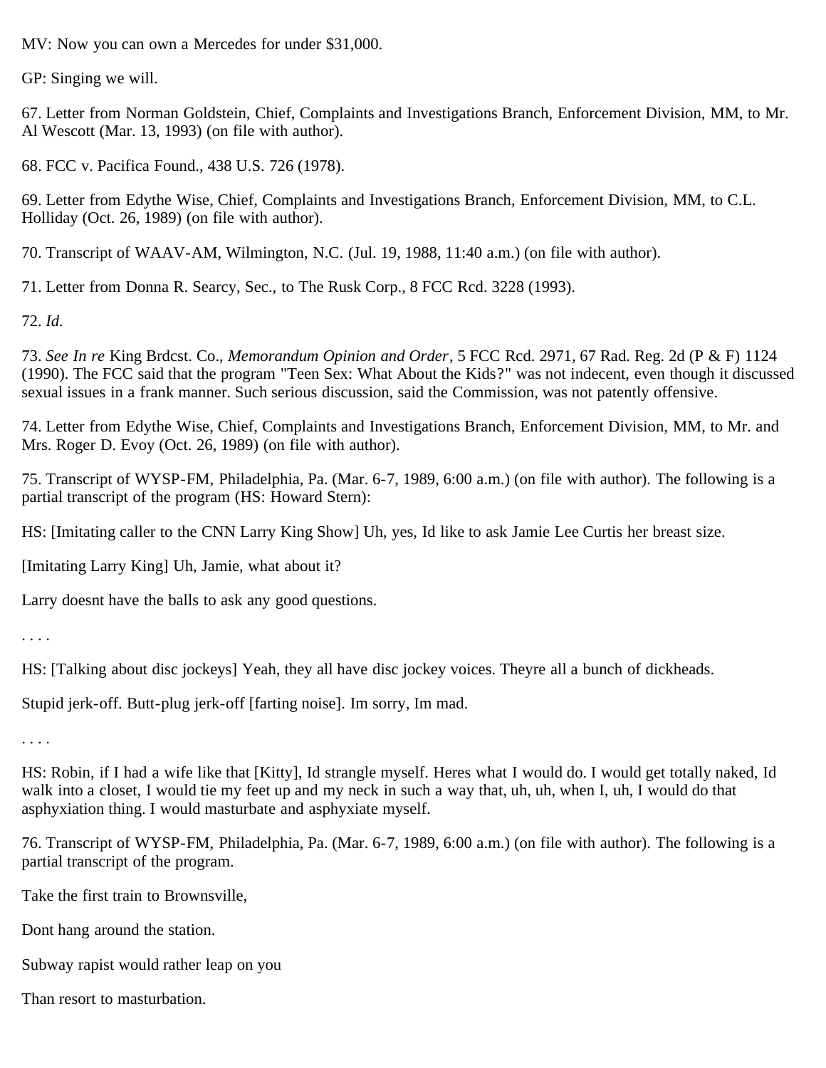MV: Now you can own a Mercedes for under $31,000.

GP: Singing we will.

67. Letter from Norman Goldstein, Chief, Complaints and Investigations Branch, Enforcement Division, MM, to Mr. Al Wescott (Mar. 13, 1993) (on file with author).

68. FCC v. Pacifica Found., 438 U.S. 726 (1978).

69. Letter from Edythe Wise, Chief, Complaints and Investigations Branch, Enforcement Division, MM, to C.L. Holliday (Oct. 26, 1989) (on file with author).

70. Transcript of WAAV-AM, Wilmington, N.C. (Jul. 19, 1988, 11:40 a.m.) (on file with author).

71. Letter from Donna R. Searcy, Sec., to The Rusk Corp., 8 FCC Rcd. 3228 (1993).

72. *Id.*

73. *See In re* King Brdcst. Co., *Memorandum Opinion and Order*, 5 FCC Rcd. 2971, 67 Rad. Reg. 2d (P & F) 1124 (1990). The FCC said that the program "Teen Sex: What About the Kids?" was not indecent, even though it discussed sexual issues in a frank manner. Such serious discussion, said the Commission, was not patently offensive.

74. Letter from Edythe Wise, Chief, Complaints and Investigations Branch, Enforcement Division, MM, to Mr. and Mrs. Roger D. Evoy (Oct. 26, 1989) (on file with author).

75. Transcript of WYSP-FM, Philadelphia, Pa. (Mar. 6-7, 1989, 6:00 a.m.) (on file with author). The following is a partial transcript of the program (HS: Howard Stern):

HS: [Imitating caller to the CNN Larry King Show] Uh, yes, Id like to ask Jamie Lee Curtis her breast size.

[Imitating Larry King] Uh, Jamie, what about it?

Larry doesnt have the balls to ask any good questions.

. . . .

HS: [Talking about disc jockeys] Yeah, they all have disc jockey voices. Theyre all a bunch of dickheads.

Stupid jerk-off. Butt-plug jerk-off [farting noise]. Im sorry, Im mad.

. . . .

HS: Robin, if I had a wife like that [Kitty], Id strangle myself. Heres what I would do. I would get totally naked, Id walk into a closet, I would tie my feet up and my neck in such a way that, uh, uh, when I, uh, I would do that asphyxiation thing. I would masturbate and asphyxiate myself.

76. Transcript of WYSP-FM, Philadelphia, Pa. (Mar. 6-7, 1989, 6:00 a.m.) (on file with author). The following is a partial transcript of the program.

Take the first train to Brownsville,

Dont hang around the station.

Subway rapist would rather leap on you

Than resort to masturbation.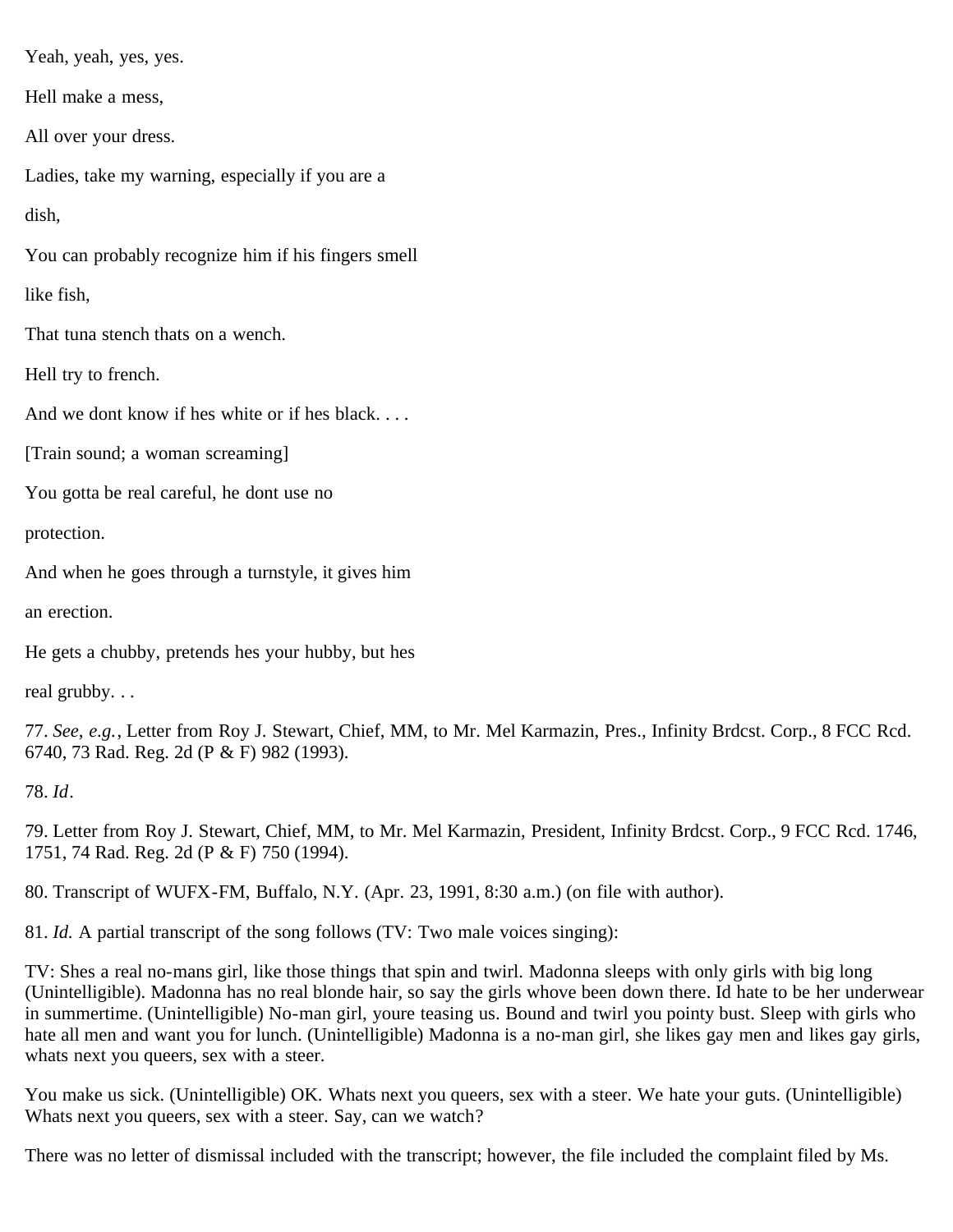Yeah, yeah, yes, yes.

Hell make a mess,

All over your dress.

Ladies, take my warning, especially if you are a

dish,

You can probably recognize him if his fingers smell

like fish,

That tuna stench thats on a wench.

Hell try to french.

And we dont know if hes white or if hes black. . . .

[Train sound; a woman screaming]

You gotta be real careful, he dont use no

protection.

And when he goes through a turnstyle, it gives him

an erection.

He gets a chubby, pretends hes your hubby, but hes

real grubby. . .

77. *See, e.g.*, Letter from Roy J. Stewart, Chief, MM, to Mr. Mel Karmazin, Pres., Infinity Brdcst. Corp., 8 FCC Rcd. 6740, 73 Rad. Reg. 2d (P & F) 982 (1993).

78. *Id*.

79. Letter from Roy J. Stewart, Chief, MM, to Mr. Mel Karmazin, President, Infinity Brdcst. Corp., 9 FCC Rcd. 1746, 1751, 74 Rad. Reg. 2d (P & F) 750 (1994).

80. Transcript of WUFX-FM, Buffalo, N.Y. (Apr. 23, 1991, 8:30 a.m.) (on file with author).

81. *Id.* A partial transcript of the song follows (TV: Two male voices singing):

TV: Shes a real no-mans girl, like those things that spin and twirl. Madonna sleeps with only girls with big long (Unintelligible). Madonna has no real blonde hair, so say the girls whove been down there. Id hate to be her underwear in summertime. (Unintelligible) No-man girl, youre teasing us. Bound and twirl you pointy bust. Sleep with girls who hate all men and want you for lunch. (Unintelligible) Madonna is a no-man girl, she likes gay men and likes gay girls, whats next you queers, sex with a steer.

You make us sick. (Unintelligible) OK. Whats next you queers, sex with a steer. We hate your guts. (Unintelligible) Whats next you queers, sex with a steer. Say, can we watch?

There was no letter of dismissal included with the transcript; however, the file included the complaint filed by Ms.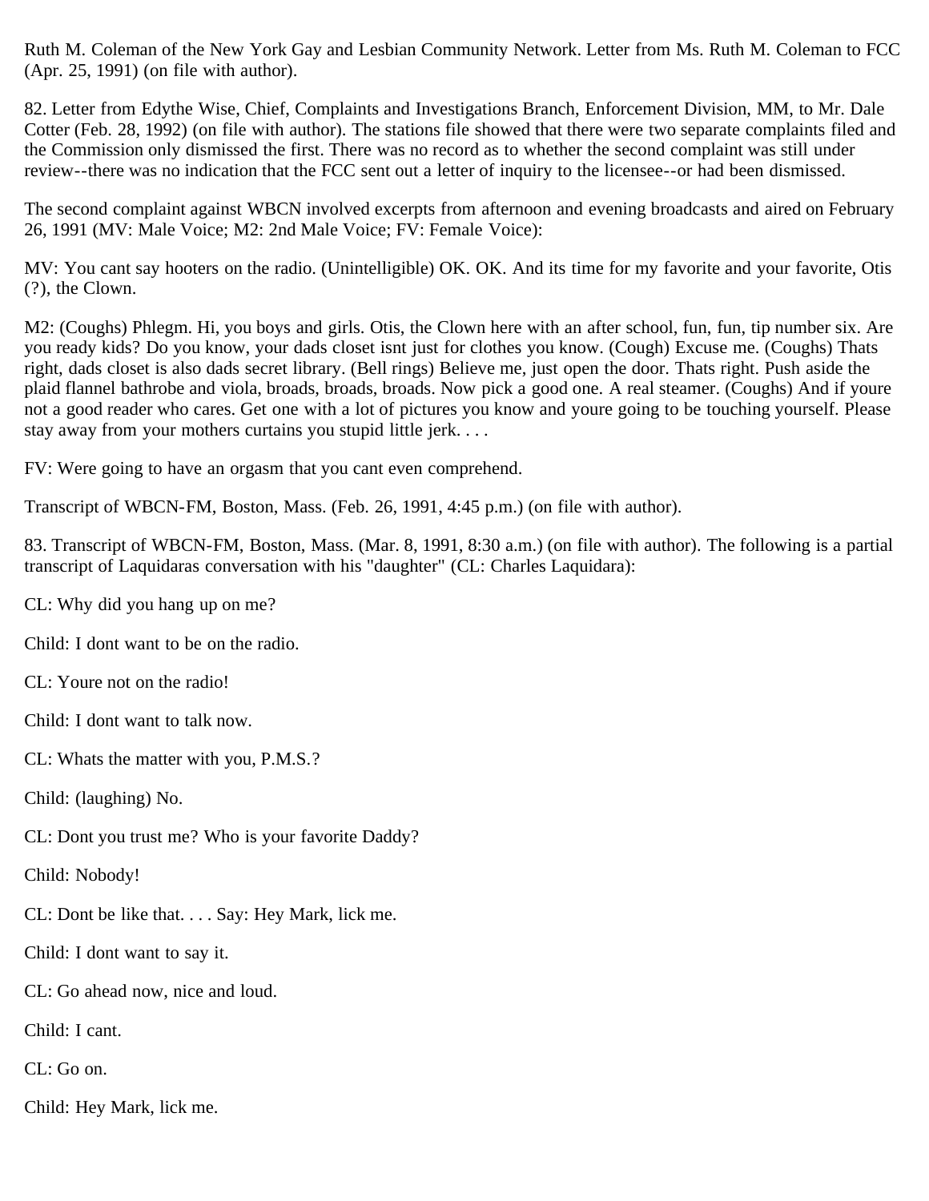Ruth M. Coleman of the New York Gay and Lesbian Community Network. Letter from Ms. Ruth M. Coleman to FCC (Apr. 25, 1991) (on file with author).

82. Letter from Edythe Wise, Chief, Complaints and Investigations Branch, Enforcement Division, MM, to Mr. Dale Cotter (Feb. 28, 1992) (on file with author). The stations file showed that there were two separate complaints filed and the Commission only dismissed the first. There was no record as to whether the second complaint was still under review--there was no indication that the FCC sent out a letter of inquiry to the licensee--or had been dismissed.

The second complaint against WBCN involved excerpts from afternoon and evening broadcasts and aired on February 26, 1991 (MV: Male Voice; M2: 2nd Male Voice; FV: Female Voice):

MV: You cant say hooters on the radio. (Unintelligible) OK. OK. And its time for my favorite and your favorite, Otis (?), the Clown.

M2: (Coughs) Phlegm. Hi, you boys and girls. Otis, the Clown here with an after school, fun, fun, tip number six. Are you ready kids? Do you know, your dads closet isnt just for clothes you know. (Cough) Excuse me. (Coughs) Thats right, dads closet is also dads secret library. (Bell rings) Believe me, just open the door. Thats right. Push aside the plaid flannel bathrobe and viola, broads, broads, broads. Now pick a good one. A real steamer. (Coughs) And if youre not a good reader who cares. Get one with a lot of pictures you know and youre going to be touching yourself. Please stay away from your mothers curtains you stupid little jerk. . . .

FV: Were going to have an orgasm that you cant even comprehend.

Transcript of WBCN-FM, Boston, Mass. (Feb. 26, 1991, 4:45 p.m.) (on file with author).

83. Transcript of WBCN-FM, Boston, Mass. (Mar. 8, 1991, 8:30 a.m.) (on file with author). The following is a partial transcript of Laquidaras conversation with his "daughter" (CL: Charles Laquidara):

CL: Why did you hang up on me?

Child: I dont want to be on the radio.

CL: Youre not on the radio!

Child: I dont want to talk now.

CL: Whats the matter with you, P.M.S.?

Child: (laughing) No.

CL: Dont you trust me? Who is your favorite Daddy?

Child: Nobody!

CL: Dont be like that. . . . Say: Hey Mark, lick me.

Child: I dont want to say it.

CL: Go ahead now, nice and loud.

Child: I cant.

CL: Go on.

Child: Hey Mark, lick me.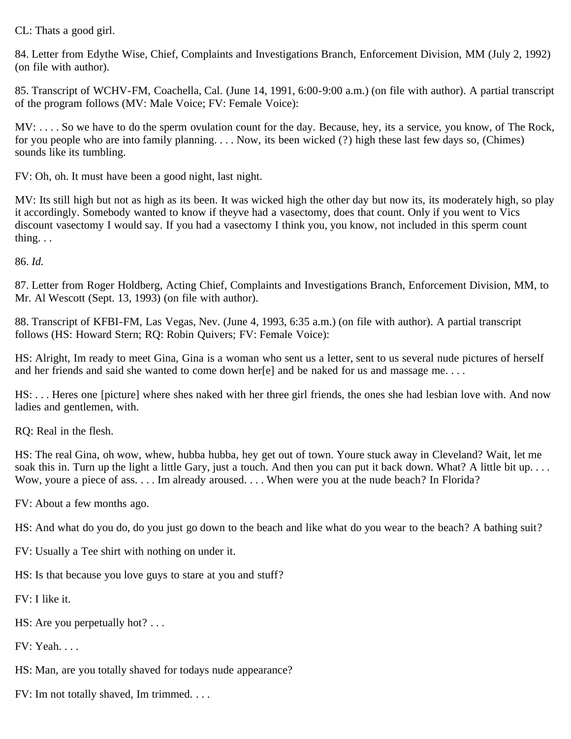CL: Thats a good girl.

84. Letter from Edythe Wise, Chief, Complaints and Investigations Branch, Enforcement Division, MM (July 2, 1992) (on file with author).

85. Transcript of WCHV-FM, Coachella, Cal. (June 14, 1991, 6:00-9:00 a.m.) (on file with author). A partial transcript of the program follows (MV: Male Voice; FV: Female Voice):

MV: . . . . So we have to do the sperm ovulation count for the day. Because, hey, its a service, you know, of The Rock, for you people who are into family planning. . . . Now, its been wicked (?) high these last few days so, (Chimes) sounds like its tumbling.

FV: Oh, oh. It must have been a good night, last night.

MV: Its still high but not as high as its been. It was wicked high the other day but now its, its moderately high, so play it accordingly. Somebody wanted to know if theyve had a vasectomy, does that count. Only if you went to Vics discount vasectomy I would say. If you had a vasectomy I think you, you know, not included in this sperm count thing. . .

86. *Id.*

87. Letter from Roger Holdberg, Acting Chief, Complaints and Investigations Branch, Enforcement Division, MM, to Mr. Al Wescott (Sept. 13, 1993) (on file with author).

88. Transcript of KFBI-FM, Las Vegas, Nev. (June 4, 1993, 6:35 a.m.) (on file with author). A partial transcript follows (HS: Howard Stern; RQ: Robin Quivers; FV: Female Voice):

HS: Alright, Im ready to meet Gina, Gina is a woman who sent us a letter, sent to us several nude pictures of herself and her friends and said she wanted to come down her[e] and be naked for us and massage me. . . .

HS: . . . Heres one [picture] where shes naked with her three girl friends, the ones she had lesbian love with. And now ladies and gentlemen, with.

RQ: Real in the flesh.

HS: The real Gina, oh wow, whew, hubba hubba, hey get out of town. Youre stuck away in Cleveland? Wait, let me soak this in. Turn up the light a little Gary, just a touch. And then you can put it back down. What? A little bit up. . . . Wow, youre a piece of ass. . . . Im already aroused. . . . When were you at the nude beach? In Florida?

FV: About a few months ago.

HS: And what do you do, do you just go down to the beach and like what do you wear to the beach? A bathing suit?

FV: Usually a Tee shirt with nothing on under it.

HS: Is that because you love guys to stare at you and stuff?

FV: I like it.

HS: Are you perpetually hot? . . .

FV: Yeah. . . .

HS: Man, are you totally shaved for todays nude appearance?

FV: Im not totally shaved, Im trimmed. . . .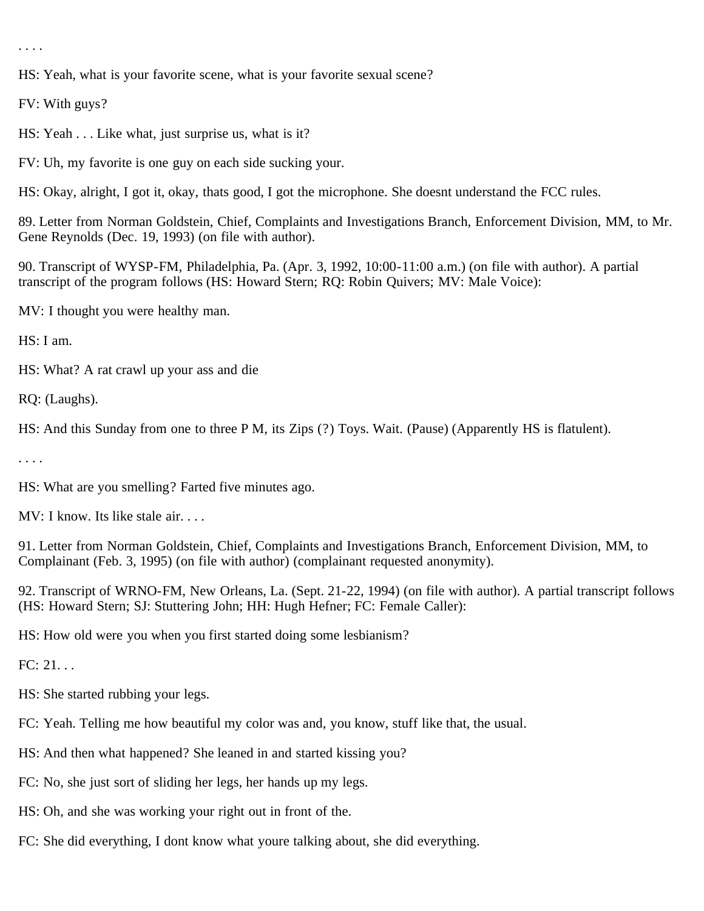. . . .

HS: Yeah, what is your favorite scene, what is your favorite sexual scene?

FV: With guys?

HS: Yeah . . . Like what, just surprise us, what is it?

FV: Uh, my favorite is one guy on each side sucking your.

HS: Okay, alright, I got it, okay, thats good, I got the microphone. She doesnt understand the FCC rules.

89. Letter from Norman Goldstein, Chief, Complaints and Investigations Branch, Enforcement Division, MM, to Mr. Gene Reynolds (Dec. 19, 1993) (on file with author).

90. Transcript of WYSP-FM, Philadelphia, Pa. (Apr. 3, 1992, 10:00-11:00 a.m.) (on file with author). A partial transcript of the program follows (HS: Howard Stern; RQ: Robin Quivers; MV: Male Voice):

MV: I thought you were healthy man.

HS: I am.

HS: What? A rat crawl up your ass and die

RQ: (Laughs).

HS: And this Sunday from one to three P M, its Zips (?) Toys. Wait. (Pause) (Apparently HS is flatulent).

. . . .

HS: What are you smelling? Farted five minutes ago.

MV: I know. Its like stale air. . . .

91. Letter from Norman Goldstein, Chief, Complaints and Investigations Branch, Enforcement Division, MM, to Complainant (Feb. 3, 1995) (on file with author) (complainant requested anonymity).

92. Transcript of WRNO-FM, New Orleans, La. (Sept. 21-22, 1994) (on file with author). A partial transcript follows (HS: Howard Stern; SJ: Stuttering John; HH: Hugh Hefner; FC: Female Caller):

HS: How old were you when you first started doing some lesbianism?

FC: 21. . .

HS: She started rubbing your legs.

FC: Yeah. Telling me how beautiful my color was and, you know, stuff like that, the usual.

HS: And then what happened? She leaned in and started kissing you?

FC: No, she just sort of sliding her legs, her hands up my legs.

HS: Oh, and she was working your right out in front of the.

FC: She did everything, I dont know what youre talking about, she did everything.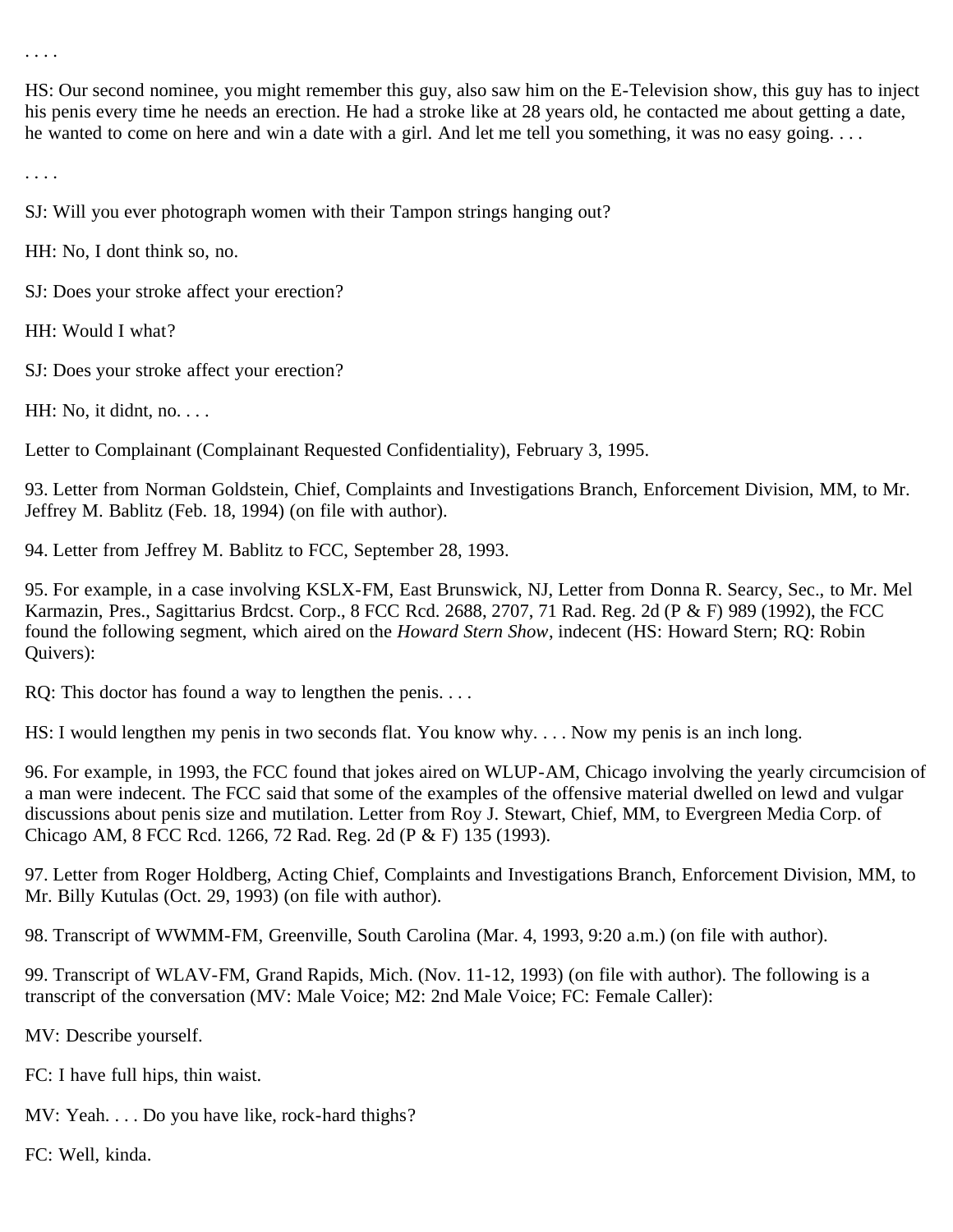. . . .

HS: Our second nominee, you might remember this guy, also saw him on the E-Television show, this guy has to inject his penis every time he needs an erection. He had a stroke like at 28 years old, he contacted me about getting a date, he wanted to come on here and win a date with a girl. And let me tell you something, it was no easy going. . . .

. . . .

SJ: Will you ever photograph women with their Tampon strings hanging out?

HH: No, I dont think so, no.

SJ: Does your stroke affect your erection?

HH: Would I what?

SJ: Does your stroke affect your erection?

HH: No, it didnt, no. . . .

Letter to Complainant (Complainant Requested Confidentiality), February 3, 1995.

93. Letter from Norman Goldstein, Chief, Complaints and Investigations Branch, Enforcement Division, MM, to Mr. Jeffrey M. Bablitz (Feb. 18, 1994) (on file with author).

94. Letter from Jeffrey M. Bablitz to FCC, September 28, 1993.

95. For example, in a case involving KSLX-FM, East Brunswick, NJ, Letter from Donna R. Searcy, Sec., to Mr. Mel Karmazin, Pres., Sagittarius Brdcst. Corp., 8 FCC Rcd. 2688, 2707, 71 Rad. Reg. 2d (P & F) 989 (1992), the FCC found the following segment, which aired on the *Howard Stern Show*, indecent (HS: Howard Stern; RQ: Robin Quivers):

RQ: This doctor has found a way to lengthen the penis. . . .

HS: I would lengthen my penis in two seconds flat. You know why. . . . Now my penis is an inch long.

96. For example, in 1993, the FCC found that jokes aired on WLUP-AM, Chicago involving the yearly circumcision of a man were indecent. The FCC said that some of the examples of the offensive material dwelled on lewd and vulgar discussions about penis size and mutilation. Letter from Roy J. Stewart, Chief, MM, to Evergreen Media Corp. of Chicago AM, 8 FCC Rcd. 1266, 72 Rad. Reg. 2d (P & F) 135 (1993).

97. Letter from Roger Holdberg, Acting Chief, Complaints and Investigations Branch, Enforcement Division, MM, to Mr. Billy Kutulas (Oct. 29, 1993) (on file with author).

98. Transcript of WWMM-FM, Greenville, South Carolina (Mar. 4, 1993, 9:20 a.m.) (on file with author).

99. Transcript of WLAV-FM, Grand Rapids, Mich. (Nov. 11-12, 1993) (on file with author). The following is a transcript of the conversation (MV: Male Voice; M2: 2nd Male Voice; FC: Female Caller):

MV: Describe yourself.

FC: I have full hips, thin waist.

MV: Yeah. . . . Do you have like, rock-hard thighs?

FC: Well, kinda.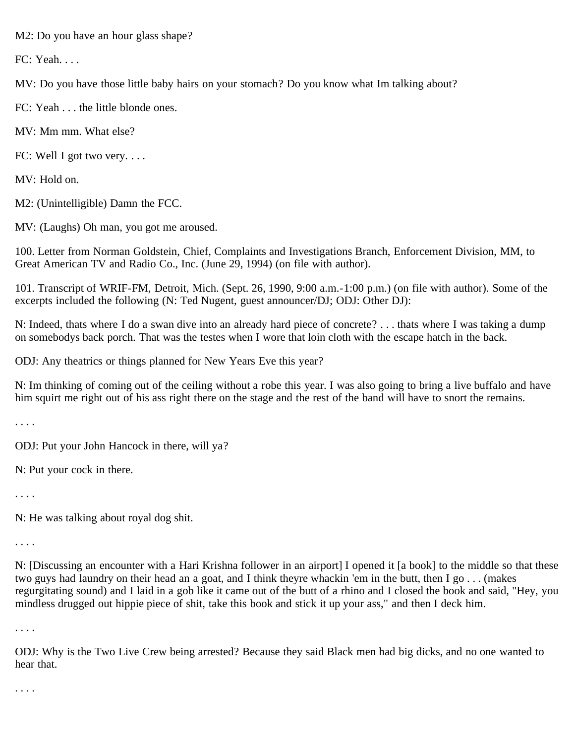M2: Do you have an hour glass shape?

FC: Yeah. . . .

MV: Do you have those little baby hairs on your stomach? Do you know what Im talking about?

FC: Yeah . . . the little blonde ones.

MV: Mm mm. What else?

FC: Well I got two very. . . .

MV: Hold on.

M2: (Unintelligible) Damn the FCC.

MV: (Laughs) Oh man, you got me aroused.

100. Letter from Norman Goldstein, Chief, Complaints and Investigations Branch, Enforcement Division, MM, to Great American TV and Radio Co., Inc. (June 29, 1994) (on file with author).

101. Transcript of WRIF-FM, Detroit, Mich. (Sept. 26, 1990, 9:00 a.m.-1:00 p.m.) (on file with author). Some of the excerpts included the following (N: Ted Nugent, guest announcer/DJ; ODJ: Other DJ):

N: Indeed, thats where I do a swan dive into an already hard piece of concrete? . . . thats where I was taking a dump on somebodys back porch. That was the testes when I wore that loin cloth with the escape hatch in the back.

ODJ: Any theatrics or things planned for New Years Eve this year?

N: Im thinking of coming out of the ceiling without a robe this year. I was also going to bring a live buffalo and have him squirt me right out of his ass right there on the stage and the rest of the band will have to snort the remains.

. . . .

ODJ: Put your John Hancock in there, will ya?

N: Put your cock in there.

. . . .

N: He was talking about royal dog shit.

. . . .

N: [Discussing an encounter with a Hari Krishna follower in an airport] I opened it [a book] to the middle so that these two guys had laundry on their head an a goat, and I think theyre whackin 'em in the butt, then I go . . . (makes regurgitating sound) and I laid in a gob like it came out of the butt of a rhino and I closed the book and said, "Hey, you mindless drugged out hippie piece of shit, take this book and stick it up your ass," and then I deck him.

. . . .

ODJ: Why is the Two Live Crew being arrested? Because they said Black men had big dicks, and no one wanted to hear that.

. . . .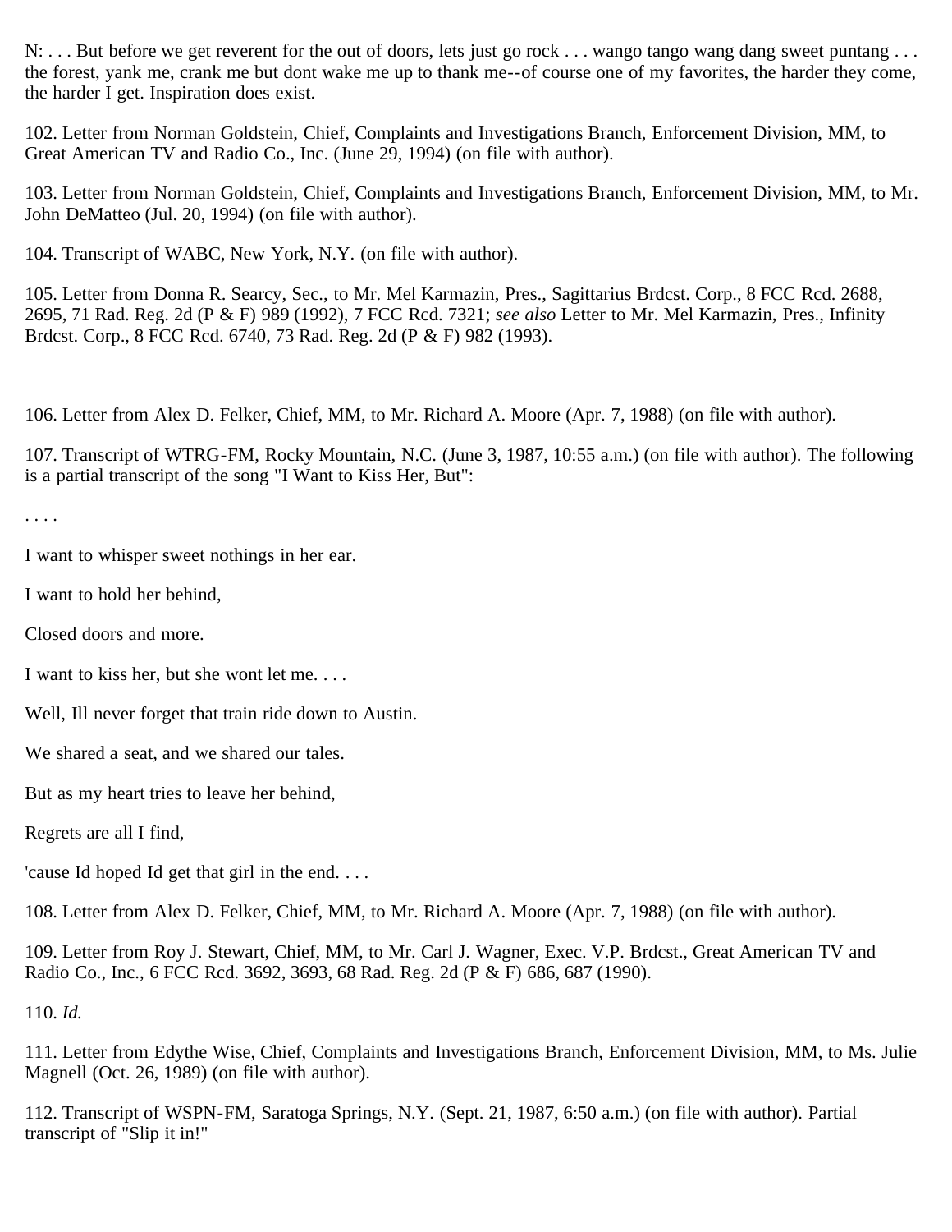N: . . . But before we get reverent for the out of doors, lets just go rock . . . wango tango wang dang sweet puntang . . . the forest, yank me, crank me but dont wake me up to thank me--of course one of my favorites, the harder they come, the harder I get. Inspiration does exist.

102. Letter from Norman Goldstein, Chief, Complaints and Investigations Branch, Enforcement Division, MM, to Great American TV and Radio Co., Inc. (June 29, 1994) (on file with author).

103. Letter from Norman Goldstein, Chief, Complaints and Investigations Branch, Enforcement Division, MM, to Mr. John DeMatteo (Jul. 20, 1994) (on file with author).

104. Transcript of WABC, New York, N.Y. (on file with author).

105. Letter from Donna R. Searcy, Sec., to Mr. Mel Karmazin, Pres., Sagittarius Brdcst. Corp., 8 FCC Rcd. 2688, 2695, 71 Rad. Reg. 2d (P & F) 989 (1992), 7 FCC Rcd. 7321; *see also* Letter to Mr. Mel Karmazin, Pres., Infinity Brdcst. Corp., 8 FCC Rcd. 6740, 73 Rad. Reg. 2d (P & F) 982 (1993).

106. Letter from Alex D. Felker, Chief, MM, to Mr. Richard A. Moore (Apr. 7, 1988) (on file with author).

107. Transcript of WTRG-FM, Rocky Mountain, N.C. (June 3, 1987, 10:55 a.m.) (on file with author). The following is a partial transcript of the song "I Want to Kiss Her, But":

. . . .

I want to whisper sweet nothings in her ear.

I want to hold her behind,

Closed doors and more.

I want to kiss her, but she wont let me. . . .

Well, Ill never forget that train ride down to Austin.

We shared a seat, and we shared our tales.

But as my heart tries to leave her behind,

Regrets are all I find,

'cause Id hoped Id get that girl in the end. . . .

108. Letter from Alex D. Felker, Chief, MM, to Mr. Richard A. Moore (Apr. 7, 1988) (on file with author).

109. Letter from Roy J. Stewart, Chief, MM, to Mr. Carl J. Wagner, Exec. V.P. Brdcst., Great American TV and Radio Co., Inc., 6 FCC Rcd. 3692, 3693, 68 Rad. Reg. 2d (P & F) 686, 687 (1990).

110. *Id.*

111. Letter from Edythe Wise, Chief, Complaints and Investigations Branch, Enforcement Division, MM, to Ms. Julie Magnell (Oct. 26, 1989) (on file with author).

112. Transcript of WSPN-FM, Saratoga Springs, N.Y. (Sept. 21, 1987, 6:50 a.m.) (on file with author). Partial transcript of "Slip it in!"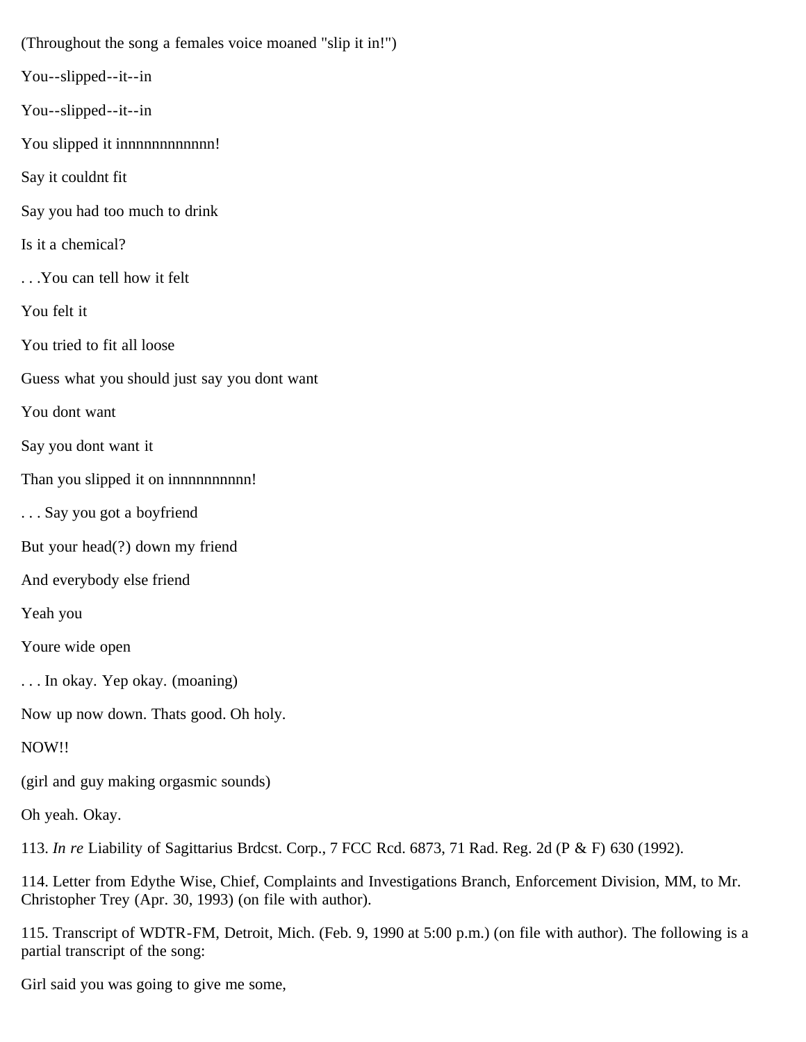(Throughout the song a females voice moaned "slip it in!")

You--slipped--it--in

You--slipped--it--in

You slipped it innnnnnnnnnn!

Say it couldnt fit

Say you had too much to drink

Is it a chemical?

. . .You can tell how it felt

You felt it

You tried to fit all loose

Guess what you should just say you dont want

You dont want

Say you dont want it

Than you slipped it on innnnnnnnnn!

. . . Say you got a boyfriend

But your head(?) down my friend

And everybody else friend

Yeah you

Youre wide open

. . . In okay. Yep okay. (moaning)

Now up now down. Thats good. Oh holy.

NOW!!

(girl and guy making orgasmic sounds)

Oh yeah. Okay.

113. *In re* Liability of Sagittarius Brdcst. Corp., 7 FCC Rcd. 6873, 71 Rad. Reg. 2d (P & F) 630 (1992).

114. Letter from Edythe Wise, Chief, Complaints and Investigations Branch, Enforcement Division, MM, to Mr. Christopher Trey (Apr. 30, 1993) (on file with author).

115. Transcript of WDTR-FM, Detroit, Mich. (Feb. 9, 1990 at 5:00 p.m.) (on file with author). The following is a partial transcript of the song:

Girl said you was going to give me some,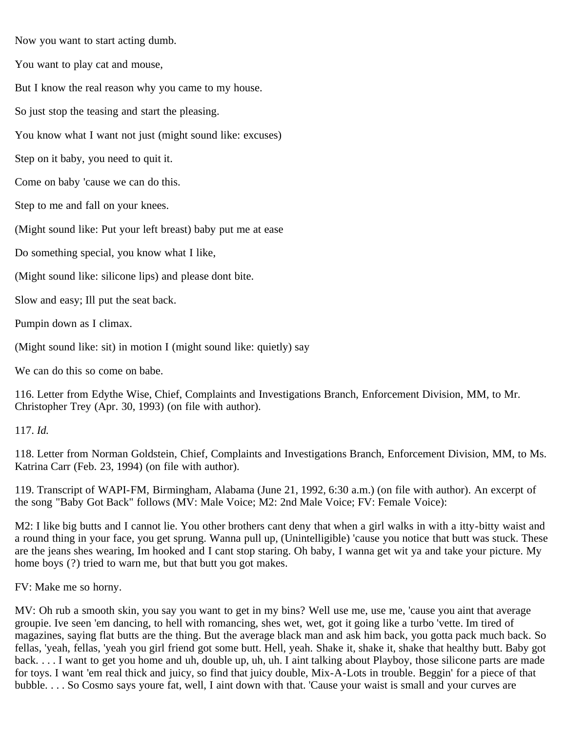Now you want to start acting dumb.

You want to play cat and mouse,

But I know the real reason why you came to my house.

So just stop the teasing and start the pleasing.

You know what I want not just (might sound like: excuses)

Step on it baby, you need to quit it.

Come on baby 'cause we can do this.

Step to me and fall on your knees.

(Might sound like: Put your left breast) baby put me at ease

Do something special, you know what I like,

(Might sound like: silicone lips) and please dont bite.

Slow and easy; Ill put the seat back.

Pumpin down as I climax.

(Might sound like: sit) in motion I (might sound like: quietly) say

We can do this so come on babe.

116. Letter from Edythe Wise, Chief, Complaints and Investigations Branch, Enforcement Division, MM, to Mr. Christopher Trey (Apr. 30, 1993) (on file with author).

117. *Id.*

118. Letter from Norman Goldstein, Chief, Complaints and Investigations Branch, Enforcement Division, MM, to Ms. Katrina Carr (Feb. 23, 1994) (on file with author).

119. Transcript of WAPI-FM, Birmingham, Alabama (June 21, 1992, 6:30 a.m.) (on file with author). An excerpt of the song "Baby Got Back" follows (MV: Male Voice; M2: 2nd Male Voice; FV: Female Voice):

M2: I like big butts and I cannot lie. You other brothers cant deny that when a girl walks in with a itty-bitty waist and a round thing in your face, you get sprung. Wanna pull up, (Unintelligible) 'cause you notice that butt was stuck. These are the jeans shes wearing, Im hooked and I cant stop staring. Oh baby, I wanna get wit ya and take your picture. My home boys (?) tried to warn me, but that butt you got makes.

FV: Make me so horny.

MV: Oh rub a smooth skin, you say you want to get in my bins? Well use me, use me, 'cause you aint that average groupie. Ive seen 'em dancing, to hell with romancing, shes wet, wet, got it going like a turbo 'vette. Im tired of magazines, saying flat butts are the thing. But the average black man and ask him back, you gotta pack much back. So fellas, 'yeah, fellas, 'yeah you girl friend got some butt. Hell, yeah. Shake it, shake it, shake that healthy butt. Baby got back. . . . I want to get you home and uh, double up, uh, uh. I aint talking about Playboy, those silicone parts are made for toys. I want 'em real thick and juicy, so find that juicy double, Mix-A-Lots in trouble. Beggin' for a piece of that bubble. . . . So Cosmo says youre fat, well, I aint down with that. 'Cause your waist is small and your curves are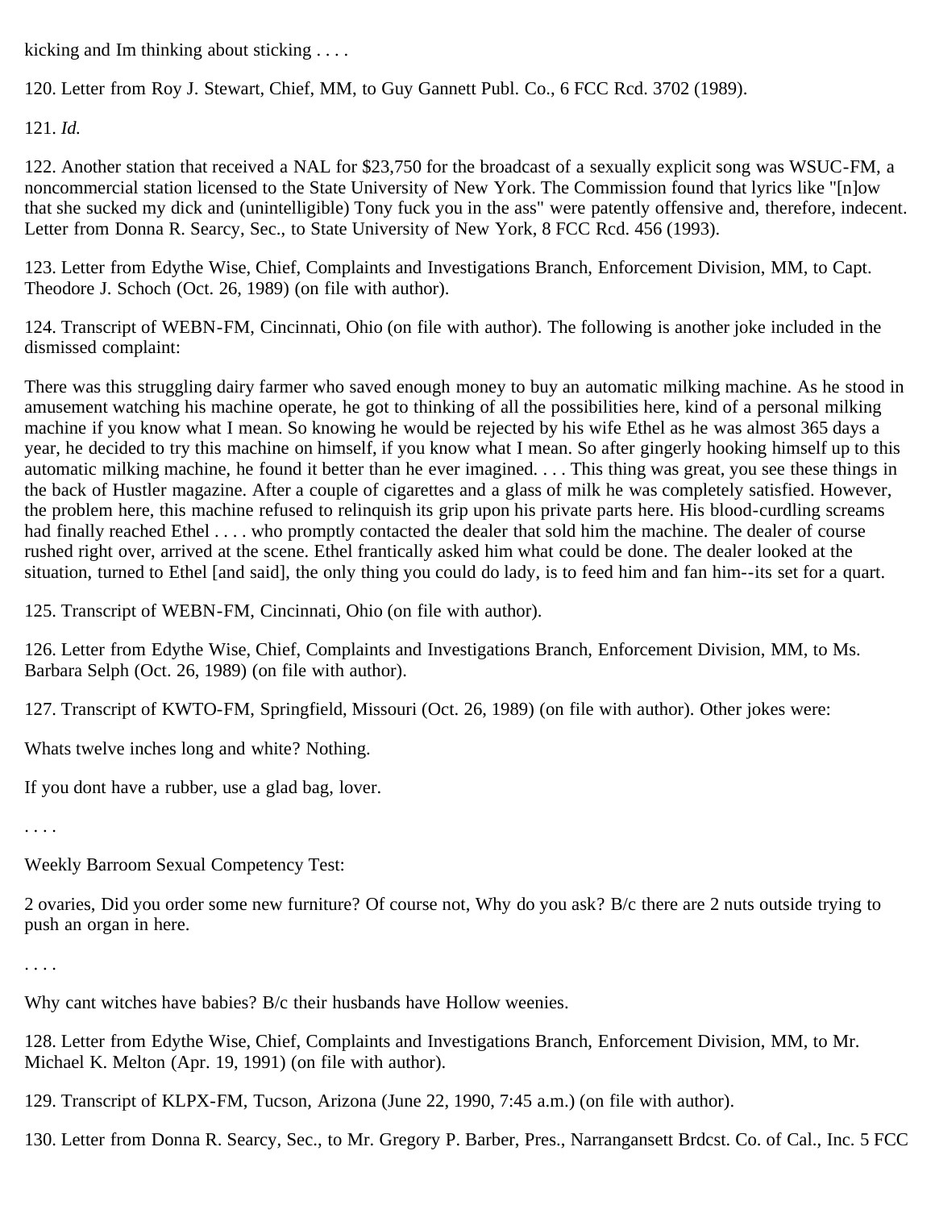kicking and Im thinking about sticking . . . .

120. Letter from Roy J. Stewart, Chief, MM, to Guy Gannett Publ. Co., 6 FCC Rcd. 3702 (1989).

121. *Id.*

122. Another station that received a NAL for $23,750 for the broadcast of a sexually explicit song was WSUC-FM, a noncommercial station licensed to the State University of New York. The Commission found that lyrics like "[n]ow that she sucked my dick and (unintelligible) Tony fuck you in the ass" were patently offensive and, therefore, indecent. Letter from Donna R. Searcy, Sec., to State University of New York, 8 FCC Rcd. 456 (1993).

123. Letter from Edythe Wise, Chief, Complaints and Investigations Branch, Enforcement Division, MM, to Capt. Theodore J. Schoch (Oct. 26, 1989) (on file with author).

124. Transcript of WEBN-FM, Cincinnati, Ohio (on file with author). The following is another joke included in the dismissed complaint:

There was this struggling dairy farmer who saved enough money to buy an automatic milking machine. As he stood in amusement watching his machine operate, he got to thinking of all the possibilities here, kind of a personal milking machine if you know what I mean. So knowing he would be rejected by his wife Ethel as he was almost 365 days a year, he decided to try this machine on himself, if you know what I mean. So after gingerly hooking himself up to this automatic milking machine, he found it better than he ever imagined. . . . This thing was great, you see these things in the back of Hustler magazine. After a couple of cigarettes and a glass of milk he was completely satisfied. However, the problem here, this machine refused to relinquish its grip upon his private parts here. His blood-curdling screams had finally reached Ethel . . . . who promptly contacted the dealer that sold him the machine. The dealer of course rushed right over, arrived at the scene. Ethel frantically asked him what could be done. The dealer looked at the situation, turned to Ethel [and said], the only thing you could do lady, is to feed him and fan him--its set for a quart.

125. Transcript of WEBN-FM, Cincinnati, Ohio (on file with author).

126. Letter from Edythe Wise, Chief, Complaints and Investigations Branch, Enforcement Division, MM, to Ms. Barbara Selph (Oct. 26, 1989) (on file with author).

127. Transcript of KWTO-FM, Springfield, Missouri (Oct. 26, 1989) (on file with author). Other jokes were:

Whats twelve inches long and white? Nothing.

If you dont have a rubber, use a glad bag, lover.

. . . .

Weekly Barroom Sexual Competency Test:

2 ovaries, Did you order some new furniture? Of course not, Why do you ask? B/c there are 2 nuts outside trying to push an organ in here.

. . . .

Why cant witches have babies? B/c their husbands have Hollow weenies.

128. Letter from Edythe Wise, Chief, Complaints and Investigations Branch, Enforcement Division, MM, to Mr. Michael K. Melton (Apr. 19, 1991) (on file with author).

129. Transcript of KLPX-FM, Tucson, Arizona (June 22, 1990, 7:45 a.m.) (on file with author).

130. Letter from Donna R. Searcy, Sec., to Mr. Gregory P. Barber, Pres., Narragansett Brdcst. Co. of Cal., Inc. 5 FCC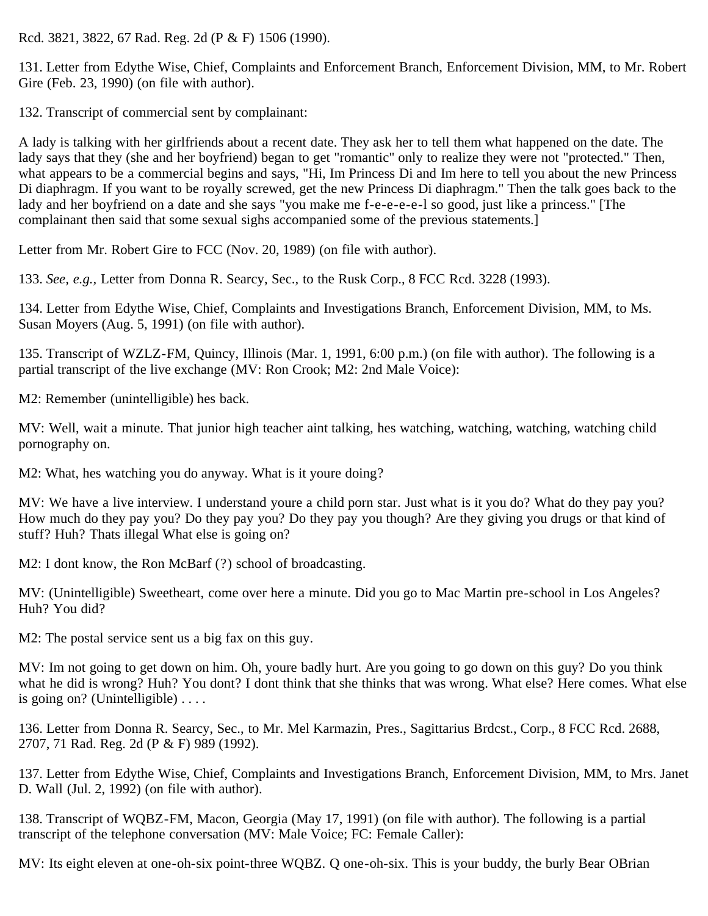Rcd. 3821, 3822, 67 Rad. Reg. 2d (P & F) 1506 (1990).

131. Letter from Edythe Wise, Chief, Complaints and Enforcement Branch, Enforcement Division, MM, to Mr. Robert Gire (Feb. 23, 1990) (on file with author).

132. Transcript of commercial sent by complainant:

A lady is talking with her girlfriends about a recent date. They ask her to tell them what happened on the date. The lady says that they (she and her boyfriend) began to get "romantic" only to realize they were not "protected." Then, what appears to be a commercial begins and says, "Hi, Im Princess Di and Im here to tell you about the new Princess Di diaphragm. If you want to be royally screwed, get the new Princess Di diaphragm." Then the talk goes back to the lady and her boyfriend on a date and she says "you make me f-e-e-e-e-l so good, just like a princess." [The complainant then said that some sexual sighs accompanied some of the previous statements.]

Letter from Mr. Robert Gire to FCC (Nov. 20, 1989) (on file with author).

133. *See, e.g.*, Letter from Donna R. Searcy, Sec., to the Rusk Corp., 8 FCC Rcd. 3228 (1993).

134. Letter from Edythe Wise, Chief, Complaints and Investigations Branch, Enforcement Division, MM, to Ms. Susan Moyers (Aug. 5, 1991) (on file with author).

135. Transcript of WZLZ-FM, Quincy, Illinois (Mar. 1, 1991, 6:00 p.m.) (on file with author). The following is a partial transcript of the live exchange (MV: Ron Crook; M2: 2nd Male Voice):

M2: Remember (unintelligible) hes back.

MV: Well, wait a minute. That junior high teacher aint talking, hes watching, watching, watching, watching child pornography on.

M2: What, hes watching you do anyway. What is it youre doing?

MV: We have a live interview. I understand youre a child porn star. Just what is it you do? What do they pay you? How much do they pay you? Do they pay you? Do they pay you though? Are they giving you drugs or that kind of stuff? Huh? Thats illegal What else is going on?

M2: I dont know, the Ron McBarf (?) school of broadcasting.

MV: (Unintelligible) Sweetheart, come over here a minute. Did you go to Mac Martin pre-school in Los Angeles? Huh? You did?

M2: The postal service sent us a big fax on this guy.

MV: Im not going to get down on him. Oh, youre badly hurt. Are you going to go down on this guy? Do you think what he did is wrong? Huh? You dont? I dont think that she thinks that was wrong. What else? Here comes. What else is going on? (Unintelligible) . . . .

136. Letter from Donna R. Searcy, Sec., to Mr. Mel Karmazin, Pres., Sagittarius Brdcst., Corp., 8 FCC Rcd. 2688, 2707, 71 Rad. Reg. 2d (P & F) 989 (1992).

137. Letter from Edythe Wise, Chief, Complaints and Investigations Branch, Enforcement Division, MM, to Mrs. Janet D. Wall (Jul. 2, 1992) (on file with author).

138. Transcript of WQBZ-FM, Macon, Georgia (May 17, 1991) (on file with author). The following is a partial transcript of the telephone conversation (MV: Male Voice; FC: Female Caller):

MV: Its eight eleven at one-oh-six point-three WQBZ. Q one-oh-six. This is your buddy, the burly Bear OBrian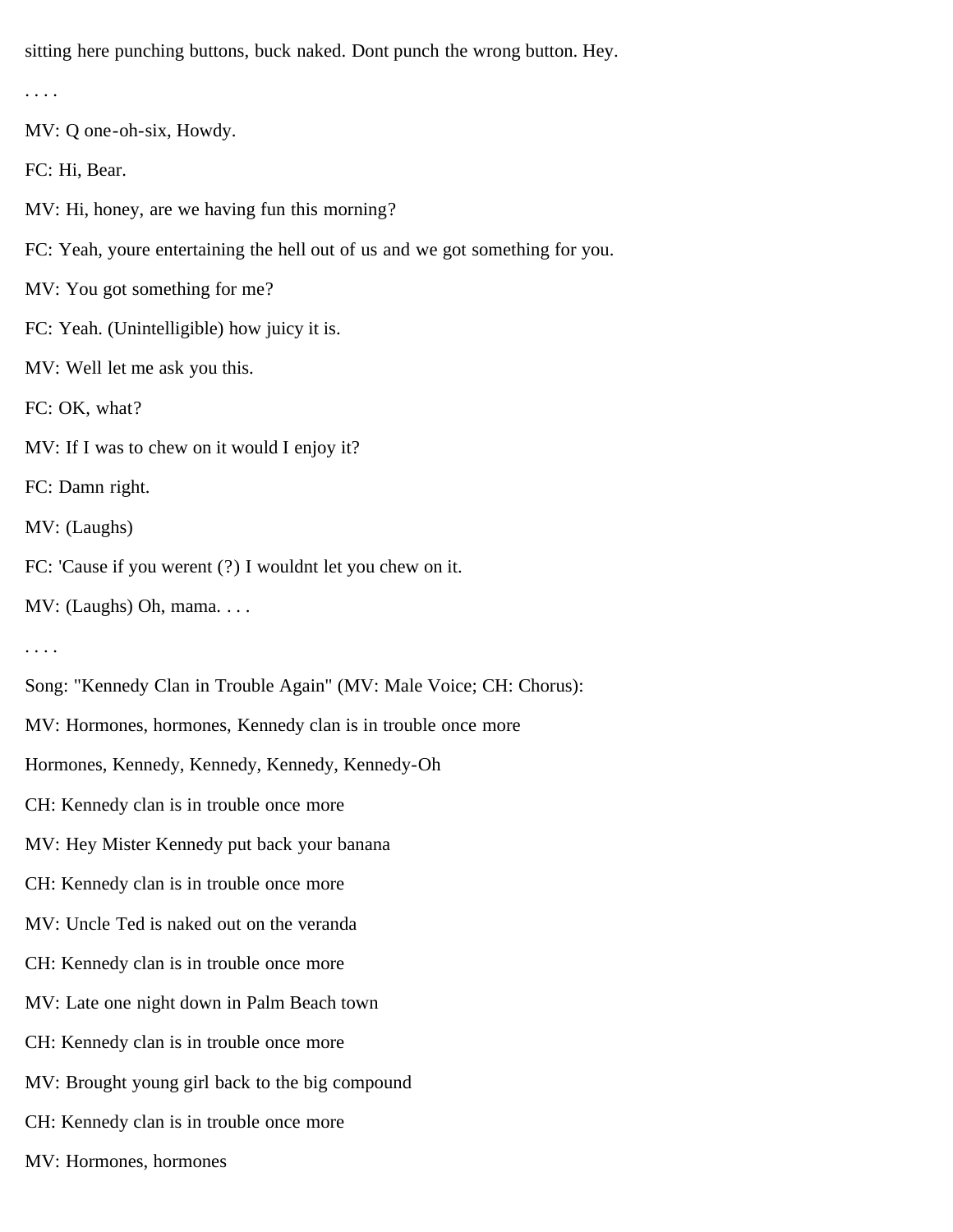sitting here punching buttons, buck naked. Dont punch the wrong button. Hey.

. . . .

MV: Q one-oh-six, Howdy.

FC: Hi, Bear.

MV: Hi, honey, are we having fun this morning?

FC: Yeah, youre entertaining the hell out of us and we got something for you.

MV: You got something for me?

FC: Yeah. (Unintelligible) how juicy it is.

MV: Well let me ask you this.

FC: OK, what?

MV: If I was to chew on it would I enjoy it?

FC: Damn right.

MV: (Laughs)

FC: 'Cause if you werent (?) I wouldnt let you chew on it.

MV: (Laughs) Oh, mama. . . .

. . . .

Song: "Kennedy Clan in Trouble Again" (MV: Male Voice; CH: Chorus):

MV: Hormones, hormones, Kennedy clan is in trouble once more

Hormones, Kennedy, Kennedy, Kennedy, Kennedy-Oh

CH: Kennedy clan is in trouble once more

MV: Hey Mister Kennedy put back your banana

CH: Kennedy clan is in trouble once more

MV: Uncle Ted is naked out on the veranda

CH: Kennedy clan is in trouble once more

MV: Late one night down in Palm Beach town

CH: Kennedy clan is in trouble once more

MV: Brought young girl back to the big compound

CH: Kennedy clan is in trouble once more

MV: Hormones, hormones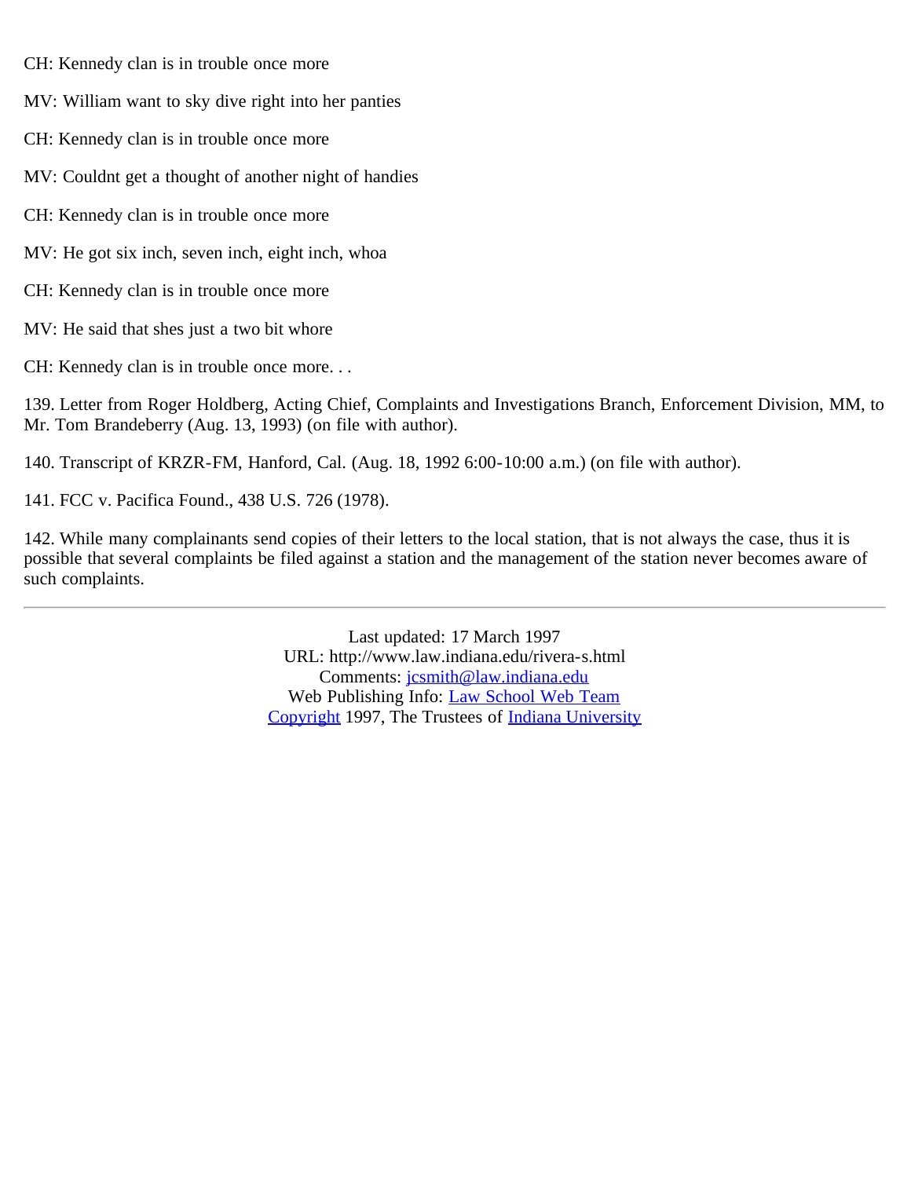CH: Kennedy clan is in trouble once more

MV: William want to sky dive right into her panties

CH: Kennedy clan is in trouble once more

MV: Couldnt get a thought of another night of handies

CH: Kennedy clan is in trouble once more

MV: He got six inch, seven inch, eight inch, whoa

CH: Kennedy clan is in trouble once more

MV: He said that shes just a two bit whore

CH: Kennedy clan is in trouble once more. . .

139. Letter from Roger Holdberg, Acting Chief, Complaints and Investigations Branch, Enforcement Division, MM, to Mr. Tom Brandeberry (Aug. 13, 1993) (on file with author).

140. Transcript of KRZR-FM, Hanford, Cal. (Aug. 18, 1992 6:00-10:00 a.m.) (on file with author).

141. FCC v. Pacifica Found., 438 U.S. 726 (1978).

142. While many complainants send copies of their letters to the local station, that is not always the case, thus it is possible that several complaints be filed against a station and the management of the station never becomes aware of such complaints.

---

Last updated: 17 March 1997
URL: http://www.law.indiana.edu/rivera-s.html
Comments: jcsmith@law.indiana.edu
Web Publishing Info: Law School Web Team
Copyright 1997, The Trustees of Indiana University